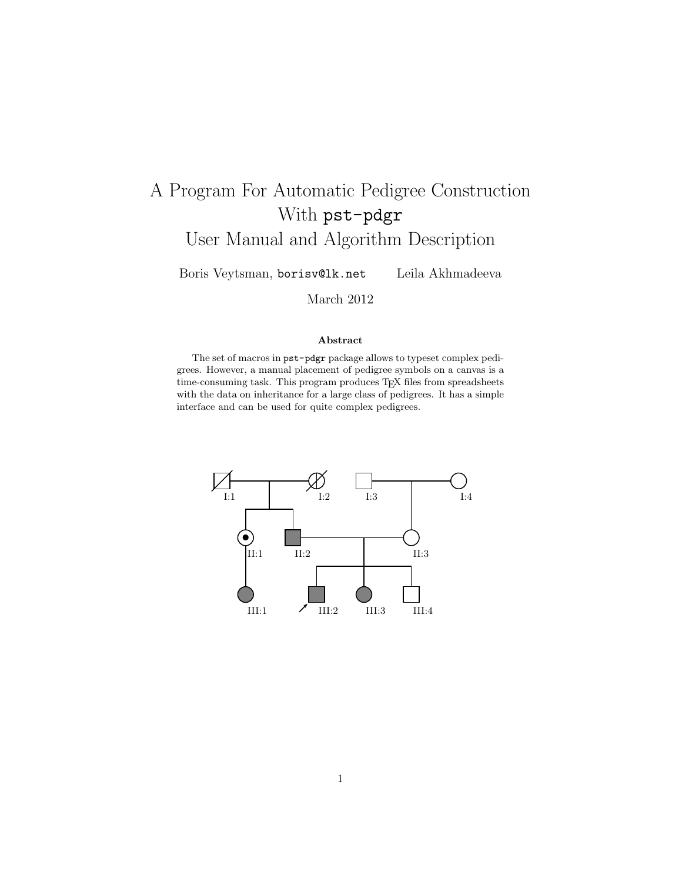# A Program For Automatic Pedigree Construction With `pst-pdgr` User Manual and Algorithm Description

Boris Veytsman, `borisv@lk.net` Leila Akhmadeeva

March 2012

### Abstract

The set of macros in `pst-pdgr` package allows to typeset complex pedigrees. However, a manual placement of pedigree symbols on a canvas is a time-consuming task. This program produces TeX files from spreadsheets with the data on inheritance for a large class of pedigrees. It has a simple interface and can be used for quite complex pedigrees.

I:1 I:2 I:3 I:4

II:1 II:2 II:3

III:1 III:2 III:3 III:4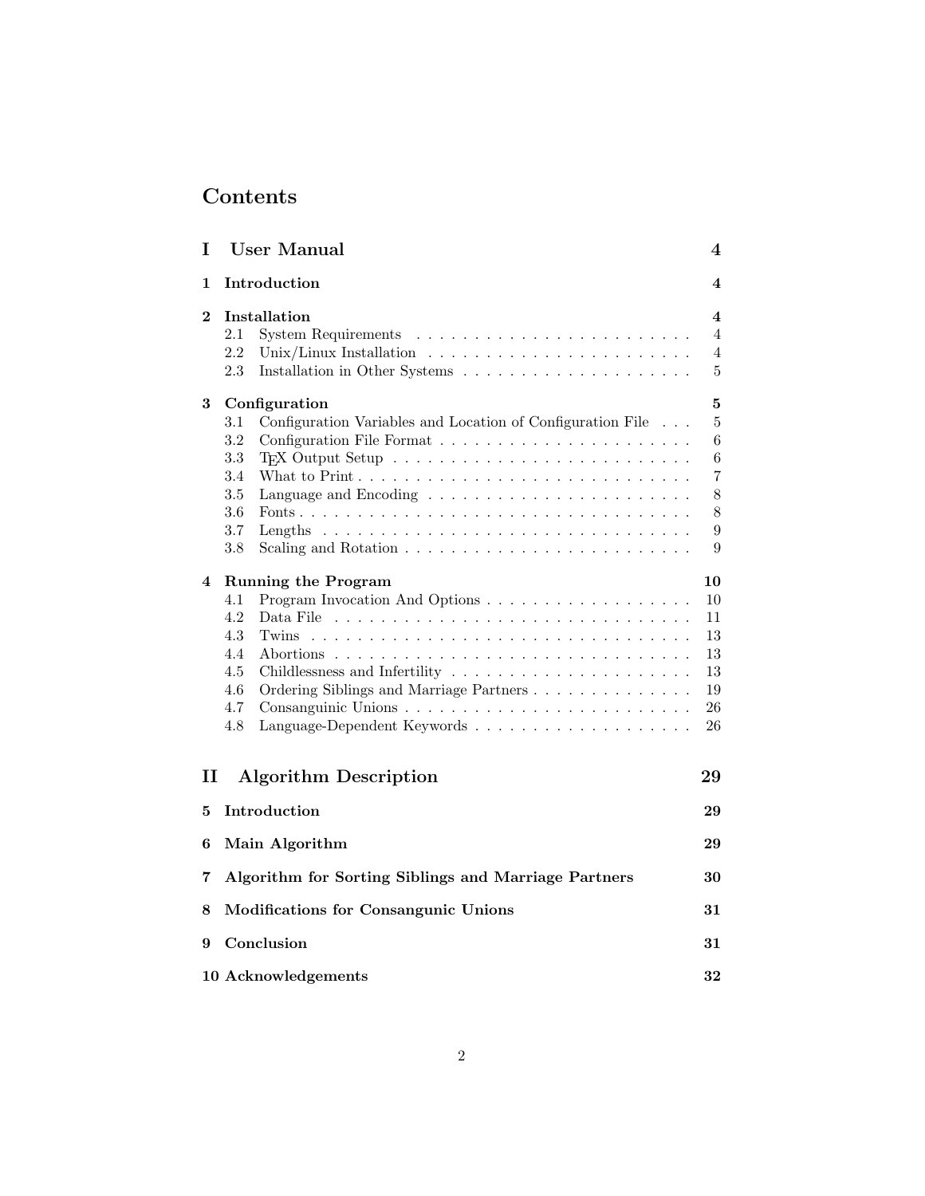# Contents

**I User Manual** **4**

**1 Introduction** **4**

**2 Installation** **4**

- 2.1 System Requirements . . . . . 4
- 2.2 Unix/Linux Installation . . . . . 4
- 2.3 Installation in Other Systems . . . . . 5

**3 Configuration** **5**

- 3.1 Configuration Variables and Location of Configuration File . . . 5
- 3.2 Configuration File Format . . . . . 6
- 3.3 TEX Output Setup . . . . . 6
- 3.4 What to Print . . . . . 7
- 3.5 Language and Encoding . . . . . 8
- 3.6 Fonts . . . . . 8
- 3.7 Lengths . . . . . 9
- 3.8 Scaling and Rotation . . . . . 9

**4 Running the Program** **10**

- 4.1 Program Invocation And Options . . . . . 10
- 4.2 Data File . . . . . 11
- 4.3 Twins . . . . . 13
- 4.4 Abortions . . . . . 13
- 4.5 Childlessness and Infertility . . . . . 13
- 4.6 Ordering Siblings and Marriage Partners . . . . . 19
- 4.7 Consanguinic Unions . . . . . 26
- 4.8 Language-Dependent Keywords . . . . . 26

**II Algorithm Description** **29**

**5 Introduction** **29**

**6 Main Algorithm** **29**

**7 Algorithm for Sorting Siblings and Marriage Partners** **30**

**8 Modifications for Consangunic Unions** **31**

**9 Conclusion** **31**

**10 Acknowledgements** **32**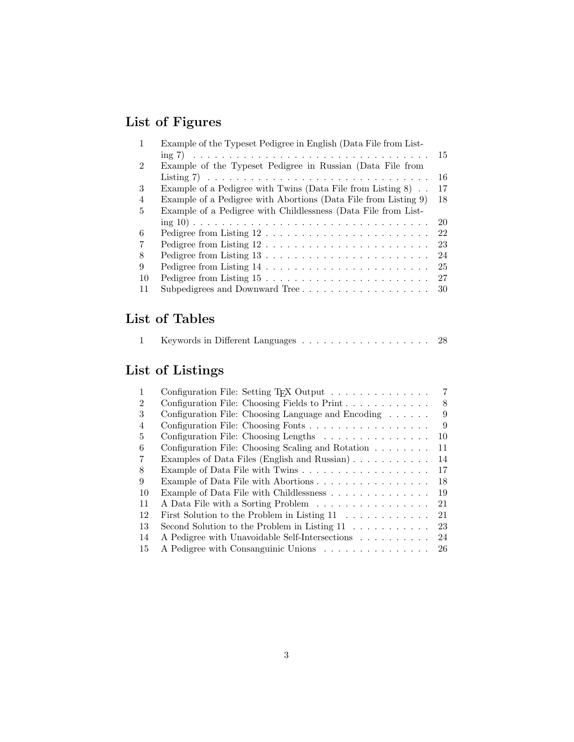## List of Figures

| | | |
|---|---|---|
| 1 | Example of the Typeset Pedigree in English (Data File from Listing 7) | 15 |
| 2 | Example of the Typeset Pedigree in Russian (Data File from Listing 7) | 16 |
| 3 | Example of a Pedigree with Twins (Data File from Listing 8) | 17 |
| 4 | Example of a Pedigree with Abortions (Data File from Listing 9) | 18 |
| 5 | Example of a Pedigree with Childlessness (Data File from Listing 10) | 20 |
| 6 | Pedigree from Listing 12 | 22 |
| 7 | Pedigree from Listing 12 | 23 |
| 8 | Pedigree from Listing 13 | 24 |
| 9 | Pedigree from Listing 14 | 25 |
| 10 | Pedigree from Listing 15 | 27 |
| 11 | Subpedigrees and Downward Tree | 30 |

## List of Tables

| | | |
|---|---|---|
| 1 | Keywords in Different Languages | 28 |

## List of Listings

| | | |
|---|---|---|
| 1 | Configuration File: Setting TEX Output | 7 |
| 2 | Configuration File: Choosing Fields to Print | 8 |
| 3 | Configuration File: Choosing Language and Encoding | 9 |
| 4 | Configuration File: Choosing Fonts | 9 |
| 5 | Configuration File: Choosing Lengths | 10 |
| 6 | Configuration File: Choosing Scaling and Rotation | 11 |
| 7 | Examples of Data Files (English and Russian) | 14 |
| 8 | Example of Data File with Twins | 17 |
| 9 | Example of Data File with Abortions | 18 |
| 10 | Example of Data File with Childlessness | 19 |
| 11 | A Data File with a Sorting Problem | 21 |
| 12 | First Solution to the Problem in Listing 11 | 21 |
| 13 | Second Solution to the Problem in Listing 11 | 23 |
| 14 | A Pedigree with Unavoidable Self-Intersections | 24 |
| 15 | A Pedigree with Consanguinic Unions | 26 |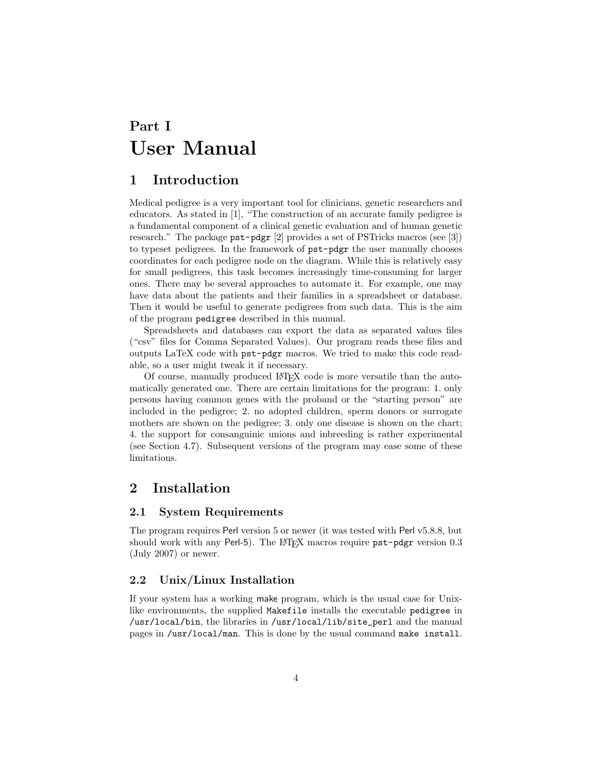# Part I
# User Manual

## 1 Introduction

Medical pedigree is a very important tool for clinicians, genetic researchers and educators. As stated in [1], "The construction of an accurate family pedigree is a fundamental component of a clinical genetic evaluation and of human genetic research." The package `pst-pdgr` [2] provides a set of PSTricks macros (see [3]) to typeset pedigrees. In the framework of `pst-pdgr` the user manually chooses coordinates for each pedigree node on the diagram. While this is relatively easy for small pedigrees, this task becomes increasingly time-consuming for larger ones. There may be several approaches to automate it. For example, one may have data about the patients and their families in a spreadsheet or database. Then it would be useful to generate pedigrees from such data. This is the aim of the program `pedigree` described in this manual.

Spreadsheets and databases can export the data as separated values files ("csv" files for Comma Separated Values). Our program reads these files and outputs LaTeX code with `pst-pdgr` macros. We tried to make this code readable, so a user might tweak it if necessary.

Of course, manually produced LaTeX code is more versatile than the automatically generated one. There are certain limitations for the program: 1. only persons having common genes with the proband or the "starting person" are included in the pedigree; 2. no adopted children, sperm donors or surrogate mothers are shown on the pedigree; 3. only one disease is shown on the chart; 4. the support for consanguinic unions and inbreeding is rather experimental (see Section 4.7). Subsequent versions of the program may ease some of these limitations.

## 2 Installation

### 2.1 System Requirements

The program requires Perl version 5 or newer (it was tested with Perl v5.8.8, but should work with any Perl-5). The LaTeX macros require `pst-pdgr` version 0.3 (July 2007) or newer.

### 2.2 Unix/Linux Installation

If your system has a working make program, which is the usual case for Unix-like environments, the supplied `Makefile` installs the executable `pedigree` in `/usr/local/bin`, the libraries in `/usr/local/lib/site_perl` and the manual pages in `/usr/local/man`. This is done by the usual command `make install`.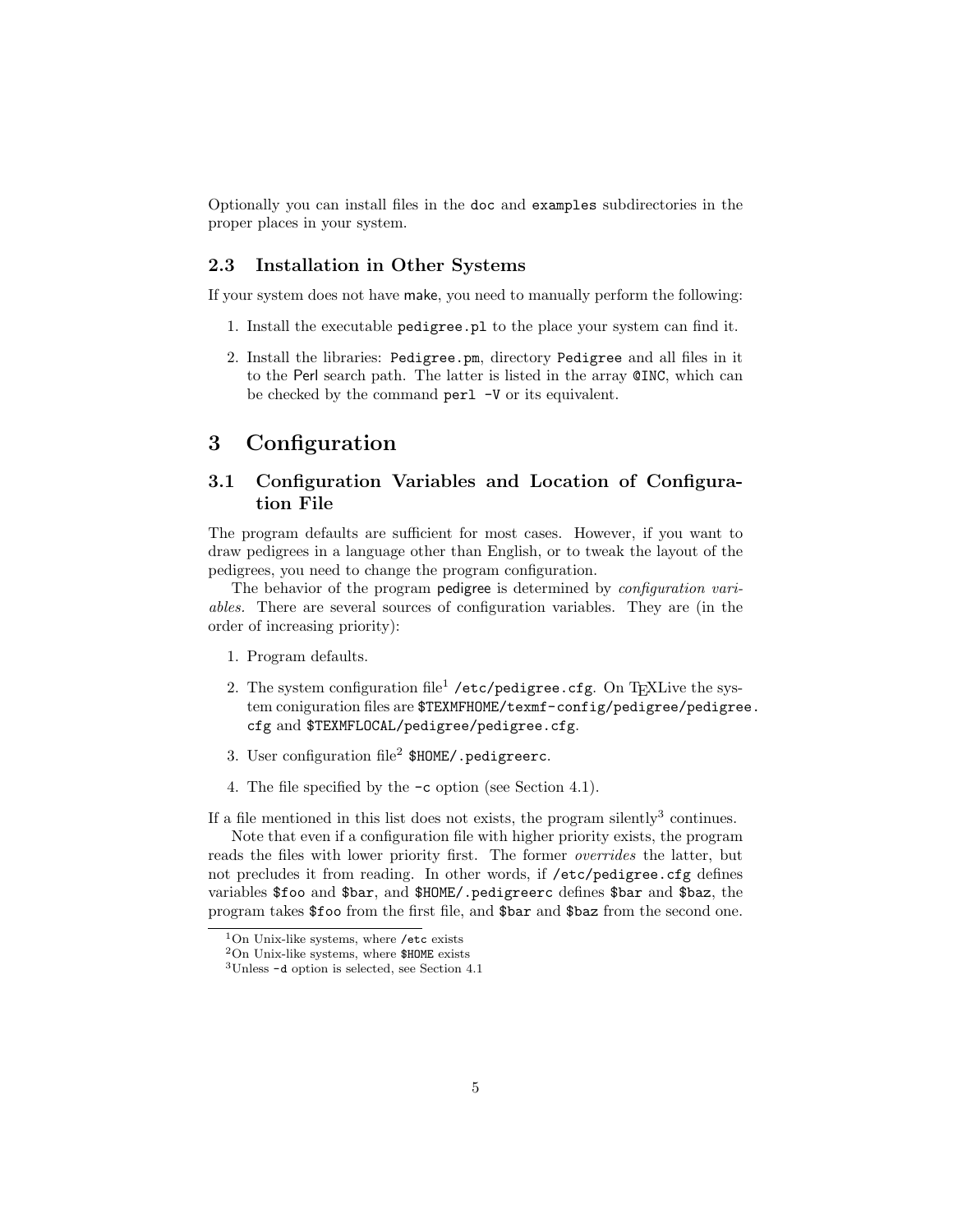Optionally you can install files in the `doc` and `examples` subdirectories in the proper places in your system.

### 2.3 Installation in Other Systems

If your system does not have make, you need to manually perform the following:

1. Install the executable `pedigree.pl` to the place your system can find it.
2. Install the libraries: `Pedigree.pm`, directory `Pedigree` and all files in it to the Perl search path. The latter is listed in the array `@INC`, which can be checked by the command `perl -V` or its equivalent.

## 3 Configuration

### 3.1 Configuration Variables and Location of Configuration File

The program defaults are sufficient for most cases. However, if you want to draw pedigrees in a language other than English, or to tweak the layout of the pedigrees, you need to change the program configuration.

The behavior of the program pedigree is determined by *configuration variables.* There are several sources of configuration variables. They are (in the order of increasing priority):

1. Program defaults.
2. The system configuration file[1] `/etc/pedigree.cfg`. On TEXLive the system coniguration files are `$TEXMFHOME/texmf-config/pedigree/pedigree.cfg` and `$TEXMFLOCAL/pedigree/pedigree.cfg`.
3. User configuration file[2] `$HOME/.pedigreerc`.
4. The file specified by the `-c` option (see Section 4.1).

If a file mentioned in this list does not exists, the program silently[3] continues.

Note that even if a configuration file with higher priority exists, the program reads the files with lower priority first. The former *overrides* the latter, but not precludes it from reading. In other words, if `/etc/pedigree.cfg` defines variables `$foo` and `$bar`, and `$HOME/.pedigreerc` defines `$bar` and `$baz`, the program takes `$foo` from the first file, and `$bar` and `$baz` from the second one.

---

[1] On Unix-like systems, where `/etc` exists

[2] On Unix-like systems, where `$HOME` exists

[3] Unless `-d` option is selected, see Section 4.1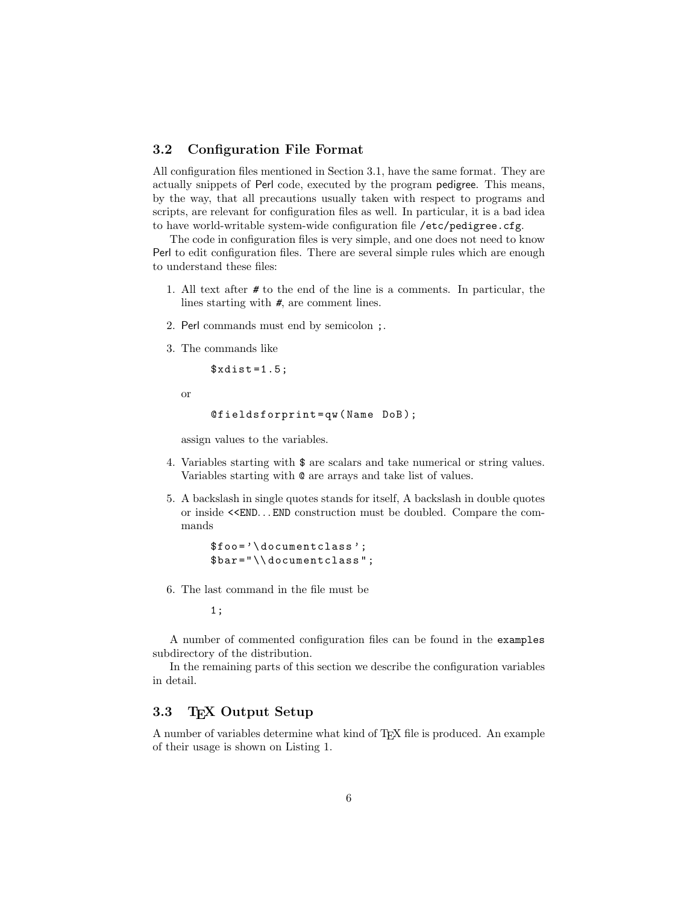## 3.2 Configuration File Format

All configuration files mentioned in Section 3.1, have the same format. They are actually snippets of Perl code, executed by the program pedigree. This means, by the way, that all precautions usually taken with respect to programs and scripts, are relevant for configuration files as well. In particular, it is a bad idea to have world-writable system-wide configuration file `/etc/pedigree.cfg`.

The code in configuration files is very simple, and one does not need to know Perl to edit configuration files. There are several simple rules which are enough to understand these files:

1. All text after `#` to the end of the line is a comments. In particular, the lines starting with `#`, are comment lines.

2. Perl commands must end by semicolon `;`.

3. The commands like

   ```
   $xdist=1.5;
   ```

   or

   ```
   @fieldsforprint=qw(Name DoB);
   ```

   assign values to the variables.

4. Variables starting with `$` are scalars and take numerical or string values. Variables starting with `@` are arrays and take list of values.

5. A backslash in single quotes stands for itself, A backslash in double quotes or inside `<<END`... `END` construction must be doubled. Compare the commands

   ```
   $foo='\documentclass';
   $bar="\\documentclass";
   ```

6. The last command in the file must be

   ```
   1;
   ```

A number of commented configuration files can be found in the `examples` subdirectory of the distribution.

In the remaining parts of this section we describe the configuration variables in detail.

## 3.3 TEX Output Setup

A number of variables determine what kind of TEX file is produced. An example of their usage is shown on Listing 1.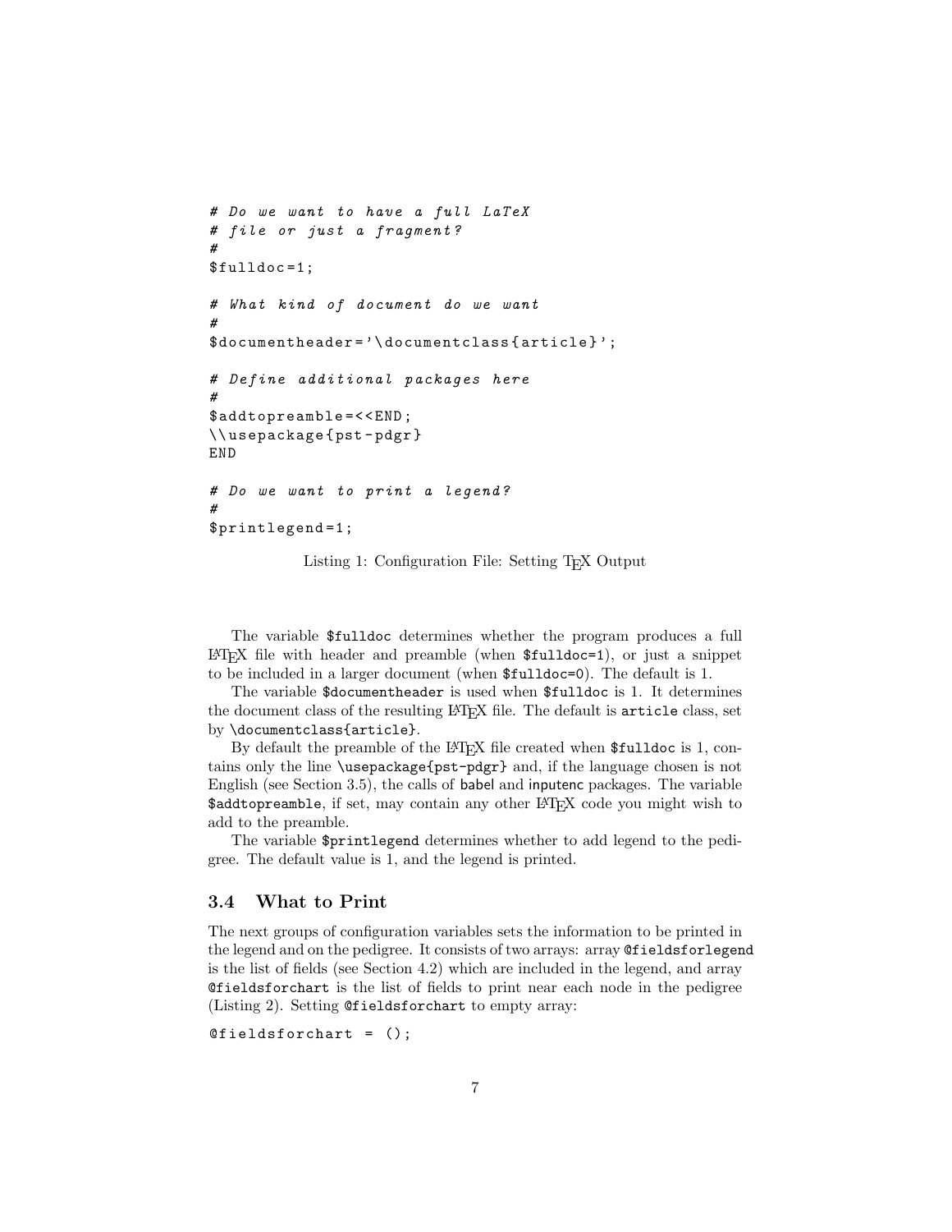```
# Do we want to have a full LaTeX
# file or just a fragment?
#
$fulldoc=1;

# What kind of document do we want
#
$documentheader='\documentclass{article}';

# Define additional packages here
#
$addtopreamble=<<END;
\\usepackage{pst-pdgr}
END

# Do we want to print a legend?
#
$printlegend=1;
```

Listing 1: Configuration File: Setting TEX Output

The variable `$fulldoc` determines whether the program produces a full LATEX file with header and preamble (when `$fulldoc=1`), or just a snippet to be included in a larger document (when `$fulldoc=0`). The default is 1.

The variable `$documentheader` is used when `$fulldoc` is 1. It determines the document class of the resulting LATEX file. The default is `article` class, set by `\documentclass{article}`.

By default the preamble of the LATEX file created when `$fulldoc` is 1, contains only the line `\usepackage{pst-pdgr}` and, if the language chosen is not English (see Section 3.5), the calls of babel and inputenc packages. The variable `$addtopreamble`, if set, may contain any other LATEX code you might wish to add to the preamble.

The variable `$printlegend` determines whether to add legend to the pedigree. The default value is 1, and the legend is printed.

### 3.4 What to Print

The next groups of configuration variables sets the information to be printed in the legend and on the pedigree. It consists of two arrays: array `@fieldsforlegend` is the list of fields (see Section 4.2) which are included in the legend, and array `@fieldsforchart` is the list of fields to print near each node in the pedigree (Listing 2). Setting `@fieldsforchart` to empty array:

```
@fieldsforchart = ();
```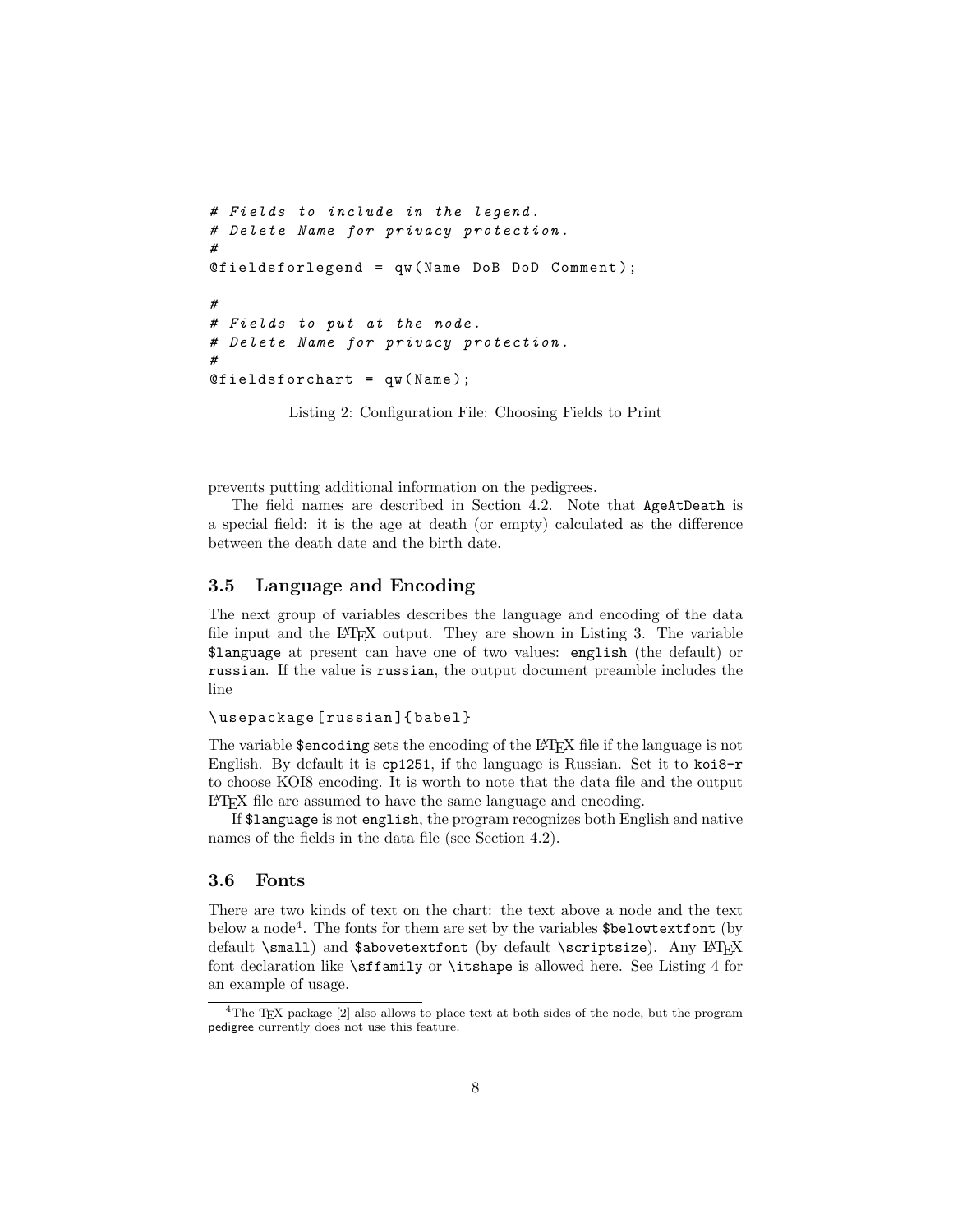```
# Fields to include in the legend.
# Delete Name for privacy protection.
#
@fieldsforlegend = qw(Name DoB DoD Comment);

#
# Fields to put at the node.
# Delete Name for privacy protection.
#
@fieldsforchart = qw(Name);
```

Listing 2: Configuration File: Choosing Fields to Print

prevents putting additional information on the pedigrees.

The field names are described in Section 4.2. Note that `AgeAtDeath` is a special field: it is the age at death (or empty) calculated as the difference between the death date and the birth date.

### 3.5 Language and Encoding

The next group of variables describes the language and encoding of the data file input and the LaTeX output. They are shown in Listing 3. The variable `$language` at present can have one of two values: `english` (the default) or `russian`. If the value is `russian`, the output document preamble includes the line

```
\usepackage[russian]{babel}
```

The variable `$encoding` sets the encoding of the LaTeX file if the language is not English. By default it is `cp1251`, if the language is Russian. Set it to `koi8-r` to choose KOI8 encoding. It is worth to note that the data file and the output LaTeX file are assumed to have the same language and encoding.

If `$language` is not `english`, the program recognizes both English and native names of the fields in the data file (see Section 4.2).

### 3.6 Fonts

There are two kinds of text on the chart: the text above a node and the text below a node[4]. The fonts for them are set by the variables `$belowtextfont` (by default `\small`) and `$abovetextfont` (by default `\scriptsize`). Any LaTeX font declaration like `\sffamily` or `\itshape` is allowed here. See Listing 4 for an example of usage.

[4] The TeX package [2] also allows to place text at both sides of the node, but the program pedigree currently does not use this feature.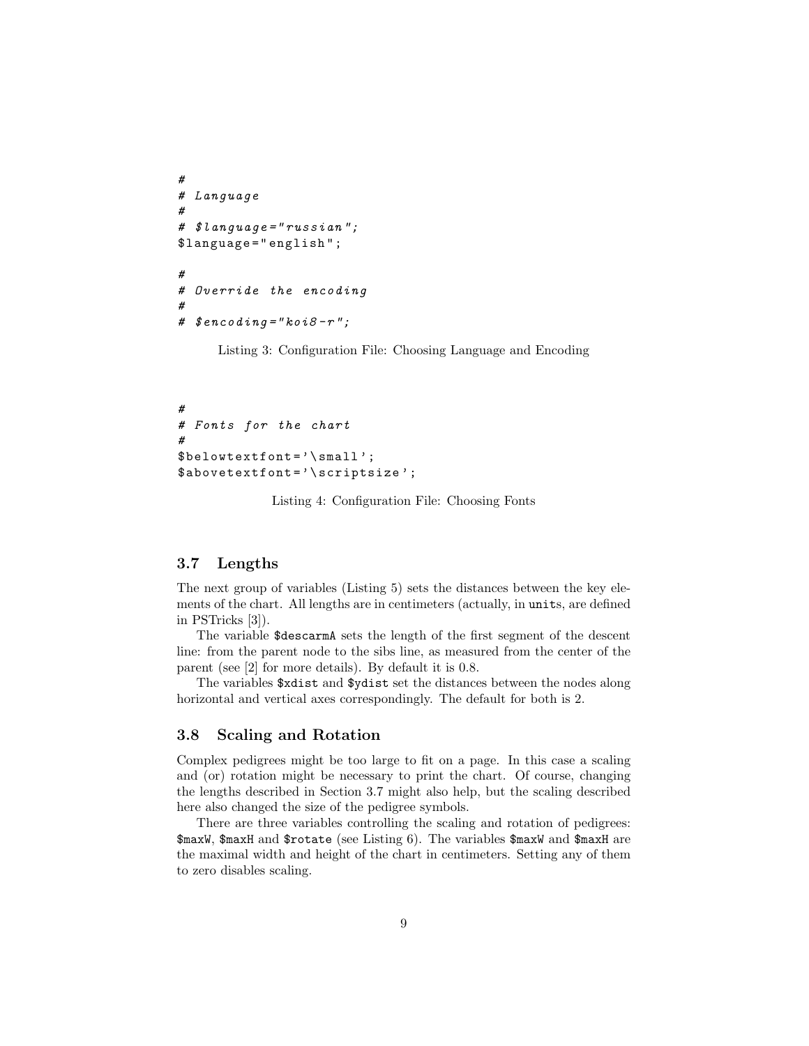```
#
# Language
#
# $language="russian";
$language="english";

#
# Override the encoding
#
# $encoding="koi8-r";
```

Listing 3: Configuration File: Choosing Language and Encoding

```
#
# Fonts for the chart
#
$belowtextfont='\small';
$abovetextfont='\scriptsize';
```

Listing 4: Configuration File: Choosing Fonts

### 3.7 Lengths

The next group of variables (Listing 5) sets the distances between the key elements of the chart. All lengths are in centimeters (actually, in `unit`s, are defined in PSTricks [3]).

The variable `$descarmA` sets the length of the first segment of the descent line: from the parent node to the sibs line, as measured from the center of the parent (see [2] for more details). By default it is 0.8.

The variables `$xdist` and `$ydist` set the distances between the nodes along horizontal and vertical axes correspondingly. The default for both is 2.

### 3.8 Scaling and Rotation

Complex pedigrees might be too large to fit on a page. In this case a scaling and (or) rotation might be necessary to print the chart. Of course, changing the lengths described in Section 3.7 might also help, but the scaling described here also changed the size of the pedigree symbols.

There are three variables controlling the scaling and rotation of pedigrees: `$maxW`, `$maxH` and `$rotate` (see Listing 6). The variables `$maxW` and `$maxH` are the maximal width and height of the chart in centimeters. Setting any of them to zero disables scaling.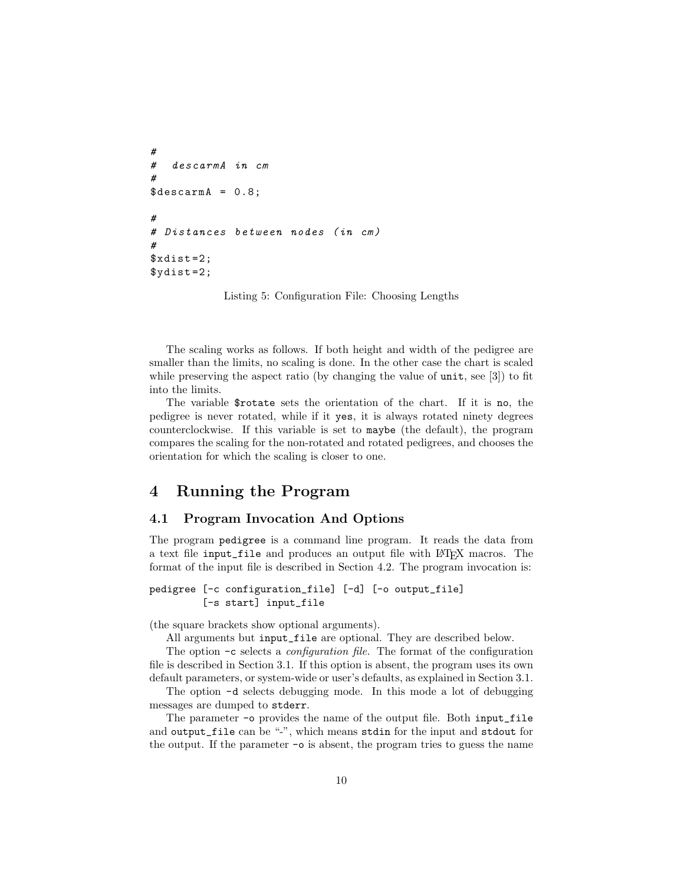```
#
#  descarmA in cm
#
$descarmA = 0.8;

#
# Distances between nodes (in cm)
#
$xdist=2;
$ydist=2;
```

Listing 5: Configuration File: Choosing Lengths

The scaling works as follows. If both height and width of the pedigree are smaller than the limits, no scaling is done. In the other case the chart is scaled while preserving the aspect ratio (by changing the value of `unit`, see [3]) to fit into the limits.

The variable `$rotate` sets the orientation of the chart. If it is `no`, the pedigree is never rotated, while if it `yes`, it is always rotated ninety degrees counterclockwise. If this variable is set to `maybe` (the default), the program compares the scaling for the non-rotated and rotated pedigrees, and chooses the orientation for which the scaling is closer to one.

# 4 Running the Program

## 4.1 Program Invocation And Options

The program `pedigree` is a command line program. It reads the data from a text file `input_file` and produces an output file with LaTeX macros. The format of the input file is described in Section 4.2. The program invocation is:

```
pedigree [-c configuration_file] [-d] [-o output_file]
         [-s start] input_file
```

(the square brackets show optional arguments).

All arguments but `input_file` are optional. They are described below.

The option `-c` selects a *configuration file.* The format of the configuration file is described in Section 3.1. If this option is absent, the program uses its own default parameters, or system-wide or user's defaults, as explained in Section 3.1.

The option `-d` selects debugging mode. In this mode a lot of debugging messages are dumped to `stderr`.

The parameter `-o` provides the name of the output file. Both `input_file` and `output_file` can be "`-`", which means `stdin` for the input and `stdout` for the output. If the parameter `-o` is absent, the program tries to guess the name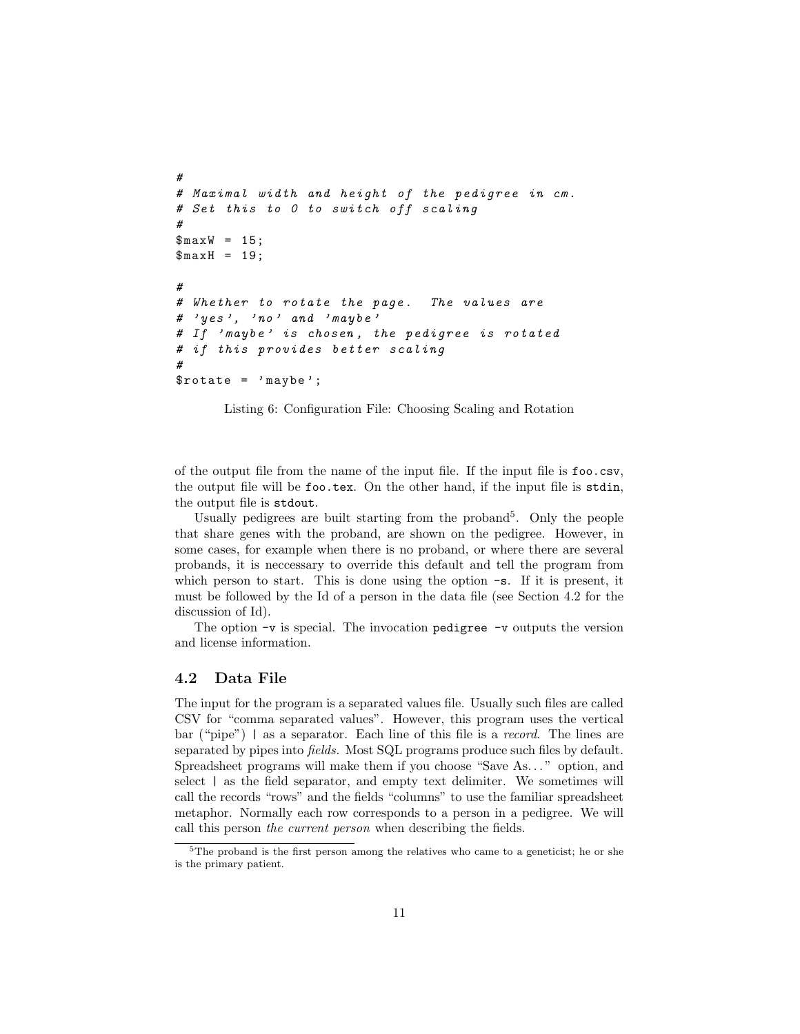```
#
# Maximal width and height of the pedigree in cm.
# Set this to 0 to switch off scaling
#
$maxW = 15;
$maxH = 19;

#
# Whether to rotate the page.  The values are
# 'yes', 'no' and 'maybe'
# If 'maybe' is chosen, the pedigree is rotated
# if this provides better scaling
#
$rotate = 'maybe';
```

Listing 6: Configuration File: Choosing Scaling and Rotation

of the output file from the name of the input file. If the input file is `foo.csv`, the output file will be `foo.tex`. On the other hand, if the input file is `stdin`, the output file is `stdout`.

Usually pedigrees are built starting from the proband[5]. Only the people that share genes with the proband, are shown on the pedigree. However, in some cases, for example when there is no proband, or where there are several probands, it is neccessary to override this default and tell the program from which person to start. This is done using the option `-s`. If it is present, it must be followed by the Id of a person in the data file (see Section 4.2 for the discussion of Id).

The option `-v` is special. The invocation `pedigree -v` outputs the version and license information.

## 4.2 Data File

The input for the program is a separated values file. Usually such files are called CSV for "comma separated values". However, this program uses the vertical bar ("pipe") `|` as a separator. Each line of this file is a *record*. The lines are separated by pipes into *fields*. Most SQL programs produce such files by default. Spreadsheet programs will make them if you choose "Save As..." option, and select `|` as the field separator, and empty text delimiter. We sometimes will call the records "rows" and the fields "columns" to use the familiar spreadsheet metaphor. Normally each row corresponds to a person in a pedigree. We will call this person *the current person* when describing the fields.

[5]The proband is the first person among the relatives who came to a geneticist; he or she is the primary patient.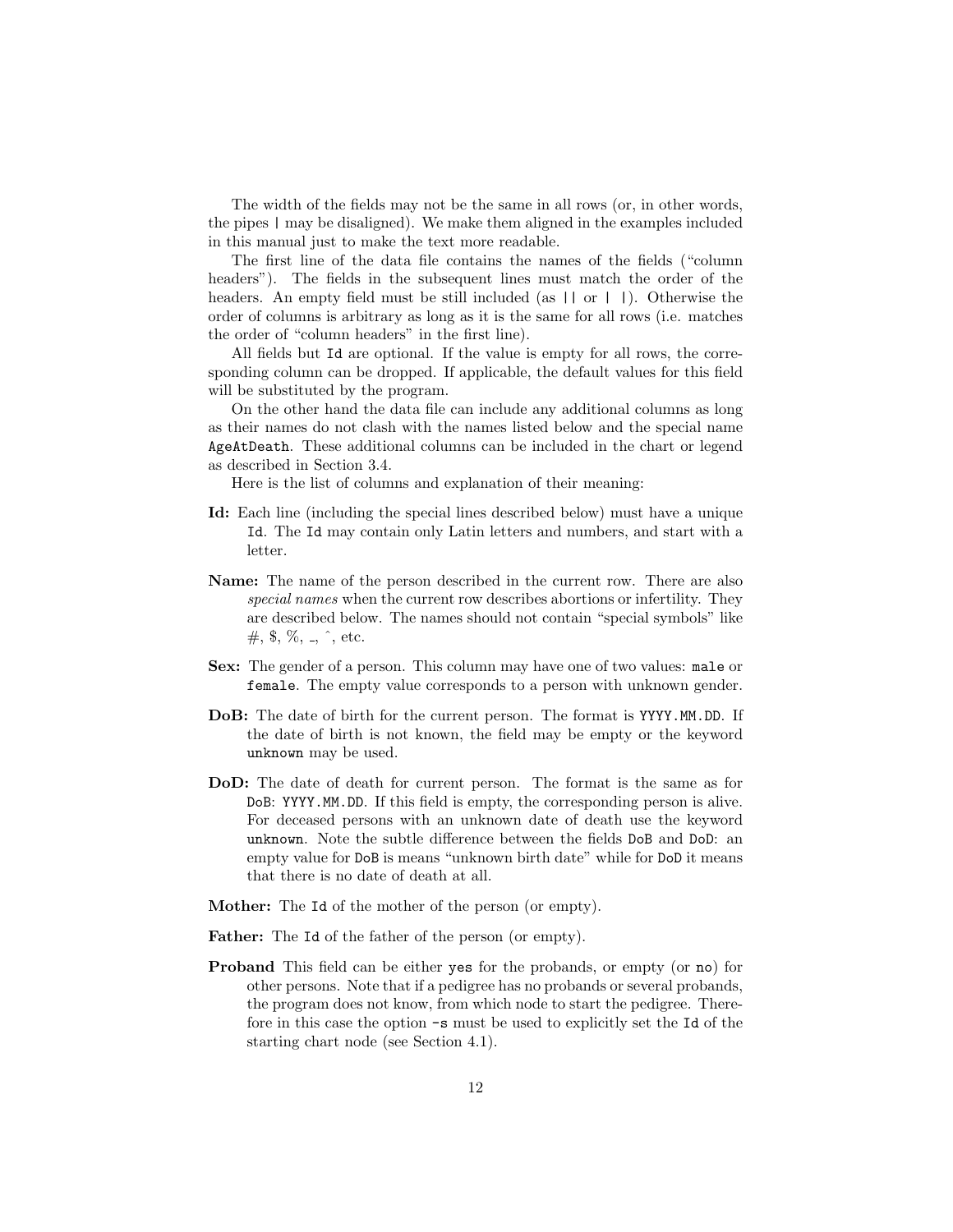The width of the fields may not be the same in all rows (or, in other words, the pipes `|` may be disaligned). We make them aligned in the examples included in this manual just to make the text more readable.

The first line of the data file contains the names of the fields ("column headers"). The fields in the subsequent lines must match the order of the headers. An empty field must be still included (as `||` or `| |`). Otherwise the order of columns is arbitrary as long as it is the same for all rows (i.e. matches the order of "column headers" in the first line).

All fields but `Id` are optional. If the value is empty for all rows, the corresponding column can be dropped. If applicable, the default values for this field will be substituted by the program.

On the other hand the data file can include any additional columns as long as their names do not clash with the names listed below and the special name `AgeAtDeath`. These additional columns can be included in the chart or legend as described in Section 3.4.

Here is the list of columns and explanation of their meaning:

**Id:** Each line (including the special lines described below) must have a unique `Id`. The `Id` may contain only Latin letters and numbers, and start with a letter.

**Name:** The name of the person described in the current row. There are also *special names* when the current row describes abortions or infertility. They are described below. The names should not contain "special symbols" like #, $, %, _, ^, etc.

**Sex:** The gender of a person. This column may have one of two values: `male` or `female`. The empty value corresponds to a person with unknown gender.

**DoB:** The date of birth for the current person. The format is `YYYY.MM.DD`. If the date of birth is not known, the field may be empty or the keyword `unknown` may be used.

**DoD:** The date of death for current person. The format is the same as for `DoB`: `YYYY.MM.DD`. If this field is empty, the corresponding person is alive. For deceased persons with an unknown date of death use the keyword `unknown`. Note the subtle difference between the fields `DoB` and `DoD`: an empty value for `DoB` is means "unknown birth date" while for `DoD` it means that there is no date of death at all.

**Mother:** The `Id` of the mother of the person (or empty).

**Father:** The `Id` of the father of the person (or empty).

**Proband** This field can be either `yes` for the probands, or empty (or `no`) for other persons. Note that if a pedigree has no probands or several probands, the program does not know, from which node to start the pedigree. Therefore in this case the option `-s` must be used to explicitly set the `Id` of the starting chart node (see Section 4.1).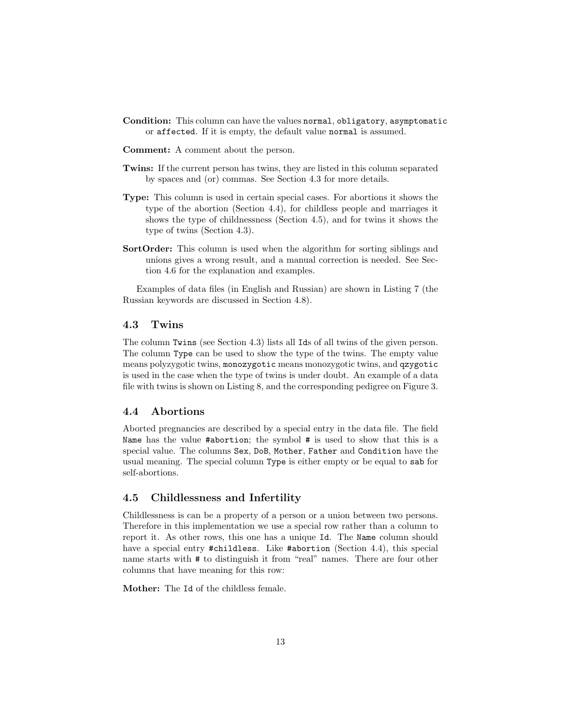**Condition:** This column can have the values `normal`, `obligatory`, `asymptomatic` or `affected`. If it is empty, the default value `normal` is assumed.

**Comment:** A comment about the person.

**Twins:** If the current person has twins, they are listed in this column separated by spaces and (or) commas. See Section 4.3 for more details.

**Type:** This column is used in certain special cases. For abortions it shows the type of the abortion (Section 4.4), for childless people and marriages it shows the type of childnessness (Section 4.5), and for twins it shows the type of twins (Section 4.3).

**SortOrder:** This column is used when the algorithm for sorting siblings and unions gives a wrong result, and a manual correction is needed. See Section 4.6 for the explanation and examples.

Examples of data files (in English and Russian) are shown in Listing 7 (the Russian keywords are discussed in Section 4.8).

## 4.3 Twins

The column `Twins` (see Section 4.3) lists all `Id`s of all twins of the given person. The column `Type` can be used to show the type of the twins. The empty value means polyzygotic twins, `monozygotic` means monozygotic twins, and `qzygotic` is used in the case when the type of twins is under doubt. An example of a data file with twins is shown on Listing 8, and the corresponding pedigree on Figure 3.

## 4.4 Abortions

Aborted pregnancies are described by a special entry in the data file. The field `Name` has the value `#abortion`; the symbol `#` is used to show that this is a special value. The columns `Sex`, `DoB`, `Mother`, `Father` and `Condition` have the usual meaning. The special column `Type` is either empty or be equal to `sab` for self-abortions.

## 4.5 Childlessness and Infertility

Childlessness is can be a property of a person or a union between two persons. Therefore in this implementation we use a special row rather than a column to report it. As other rows, this one has a unique `Id`. The `Name` column should have a special entry `#childless`. Like `#abortion` (Section 4.4), this special name starts with `#` to distinguish it from "real" names. There are four other columns that have meaning for this row:

**Mother:** The `Id` of the childless female.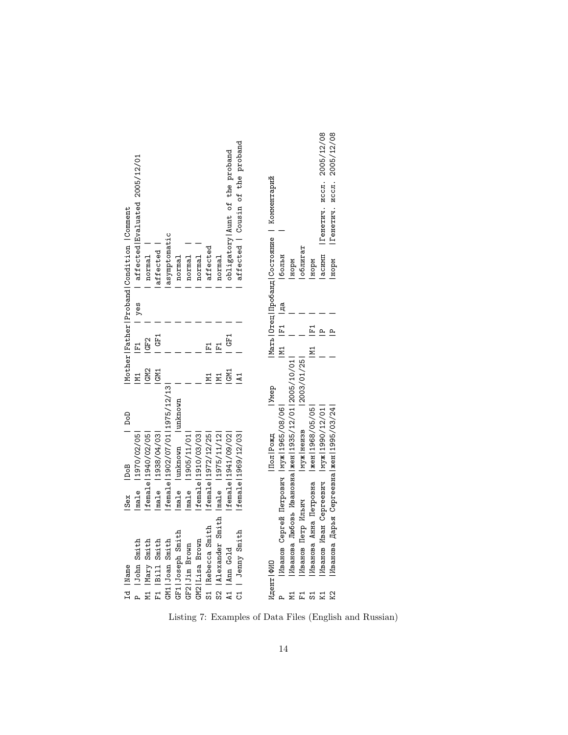```
Id |Name            |Sex    |DoB       | DoD      |Mother|Father|Proband|Condition |Comment
P  |John Smith      |male   |1970/02/05|          |M1    |F1    | yes   | affected|Evaluated 2005/12/01
M1 |Mary Smith      |female|1940/02/05|           |GM2   |GF2   |       | normal   |
F1 |Bill Smith      |male   |1938/04/03|          |GM1   | GF1  |       |affected  |
GM1|Joan Smith      |female|1902/07/01|1975/12/13|      |      |       |asymptomatic
GF1|Joseph Smith    |male   |unknown   |unknown   |      |      |       | normal   |
GF2|Jim Brown       |male   |1905/11/01|          |      |      |       | normal   |
GM2|Lisa Brown      |female|1910/03/03|           |      |      |       | normal   |
S1 |Rebecca Smith   |female|1972/12/25|           |M1    |F1    |       | affected
S2 |Alexander Smith |male   |1975/11/12|          |M1    |F1    |       | normal
A1 |Ann Gold        |female|1941/09/02|           |GM1   | GF1  |       | obligatory|Aunt of the proband
C1 | Jenny Smith    |female|1969/12/03|           |A1    |      |       | affected | Cousin of the proband
```

```
Идент|ФИО                       |Пол|Рожд      |Умер      |Мать|Отец|Пробанд|Состояние | Комментарий
P    |Иванов Сергей Петрович    |муж|1965/08/06|          |M1  |F1  |да     |больн     |
M1   |Иванова Любовь Ивановна   |жен|1935/12/01|2005/10/01|    |    |       |норм
F1   |Иванов Петр Ильич         |муж|неизв     |2003/01/25|    |    |       |облигат
S1   |Иванова Анна Петровна     |жен|1968/05/05|          |M1  |F1  |       |норм
K1   |Иванов Иван Сергеевич     |муж|1990/12/01|          |    |P   |       |асимп     |Генетич. иссл. 2005/12/08
K2   |Иванова Дарья Сергеевна   |жен|1995/03/24|          |    |P   |       |норм      |Генетич. иссл. 2005/12/08
```

Listing 7: Examples of Data Files (English and Russian)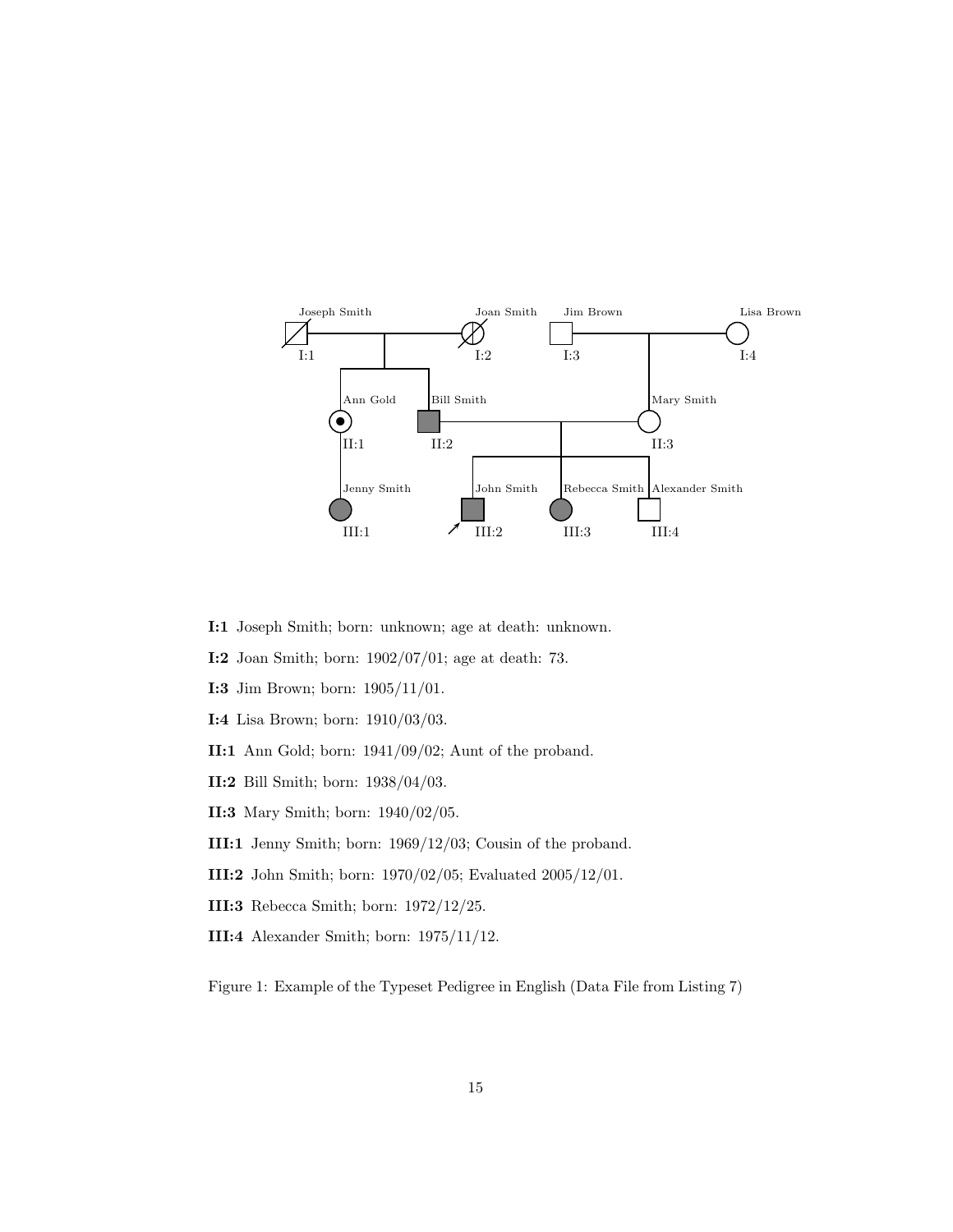**I:1** Joseph Smith; born: unknown; age at death: unknown.

**I:2** Joan Smith; born: 1902/07/01; age at death: 73.

**I:3** Jim Brown; born: 1905/11/01.

**I:4** Lisa Brown; born: 1910/03/03.

**II:1** Ann Gold; born: 1941/09/02; Aunt of the proband.

**II:2** Bill Smith; born: 1938/04/03.

**II:3** Mary Smith; born: 1940/02/05.

**III:1** Jenny Smith; born: 1969/12/03; Cousin of the proband.

**III:2** John Smith; born: 1970/02/05; Evaluated 2005/12/01.

**III:3** Rebecca Smith; born: 1972/12/25.

**III:4** Alexander Smith; born: 1975/11/12.

Figure 1: Example of the Typeset Pedigree in English (Data File from Listing 7)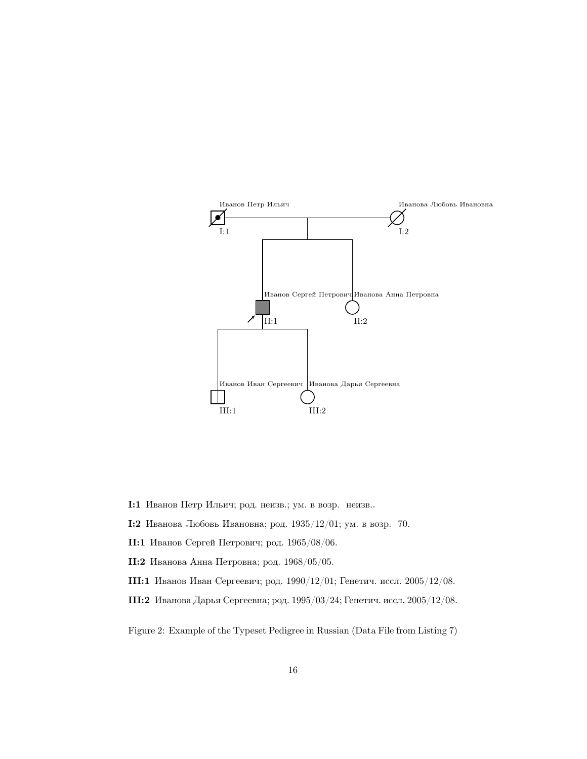**I:1** Иванов Петр Ильич; род. неизв.; ум. в возр. неизв..

**I:2** Иванова Любовь Ивановна; род. 1935/12/01; ум. в возр. 70.

**II:1** Иванов Сергей Петрович; род. 1965/08/06.

**II:2** Иванова Анна Петровна; род. 1968/05/05.

**III:1** Иванов Иван Сергеевич; род. 1990/12/01; Генетич. иссл. 2005/12/08.

**III:2** Иванова Дарья Сергеевна; род. 1995/03/24; Генетич. иссл. 2005/12/08.

Figure 2: Example of the Typeset Pedigree in Russian (Data File from Listing 7)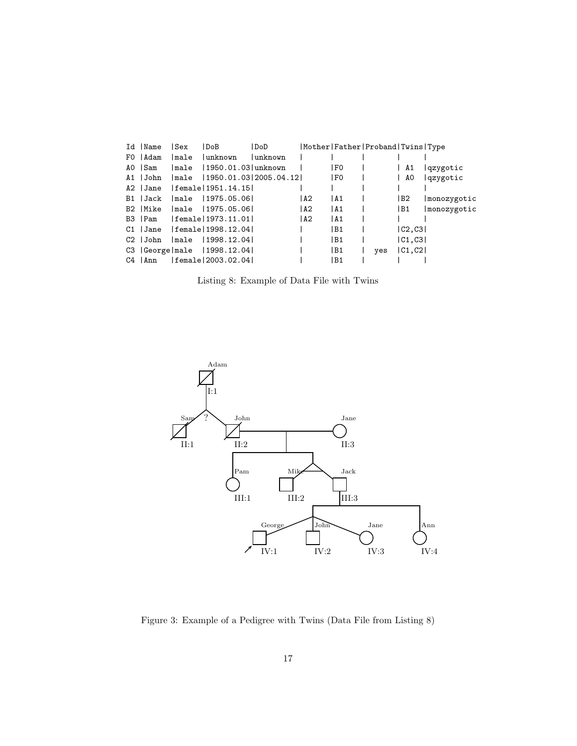```
Id |Name  |Sex   |DoB       |DoD       |Mother|Father|Proband|Twins|Type
F0 |Adam  |male  |unknown   |unknown   |      |      |       |     |
A0 |Sam   |male  |1950.01.03|unknown   |      |F0    |       | A1  |qzygotic
A1 |John  |male  |1950.01.03|2005.04.12|      |F0    |       | A0  |qzygotic
A2 |Jane  |female|1951.14.15|          |      |      |       |     |
B1 |Jack  |male  |1975.05.06|          |A2    |A1    |       |B2   |monozygotic
B2 |Mike  |male  |1975.05.06|          |A2    |A1    |       |B1   |monozygotic
B3 |Pam   |female|1973.11.01|          |A2    |A1    |       |     |
C1 |Jane  |female|1998.12.04|          |      |B1    |       |C2,C3|
C2 |John  |male  |1998.12.04|          |      |B1    |       |C1,C3|
C3 |George|male  |1998.12.04|          |      |B1    |  yes  |C1,C2|
C4 |Ann   |female|2003.02.04|          |      |B1    |       |     |
```

Listing 8: Example of Data File with Twins

Figure 3: Example of a Pedigree with Twins (Data File from Listing 8)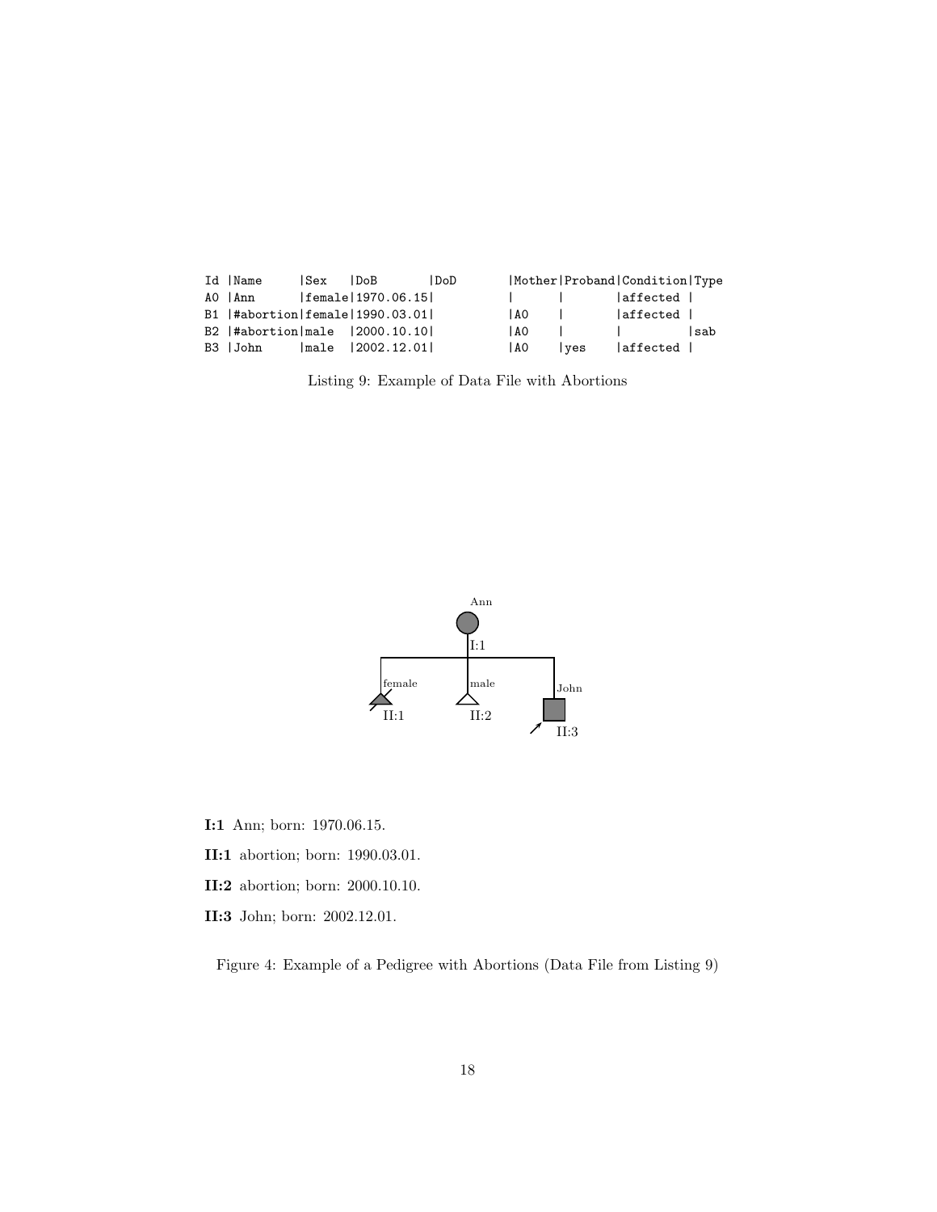```
Id |Name     |Sex   |DoB       |DoD       |Mother|Proband|Condition|Type
A0 |Ann      |female|1970.06.15|          |      |       |affected |
B1 |#abortion|female|1990.03.01|          |A0    |       |affected |
B2 |#abortion|male  |2000.10.10|          |A0    |       |         |sab
B3 |John     |male  |2002.12.01|          |A0    |yes    |affected |
```

Listing 9: Example of Data File with Abortions

**I:1** Ann; born: 1970.06.15.

**II:1** abortion; born: 1990.03.01.

**II:2** abortion; born: 2000.10.10.

**II:3** John; born: 2002.12.01.

Figure 4: Example of a Pedigree with Abortions (Data File from Listing 9)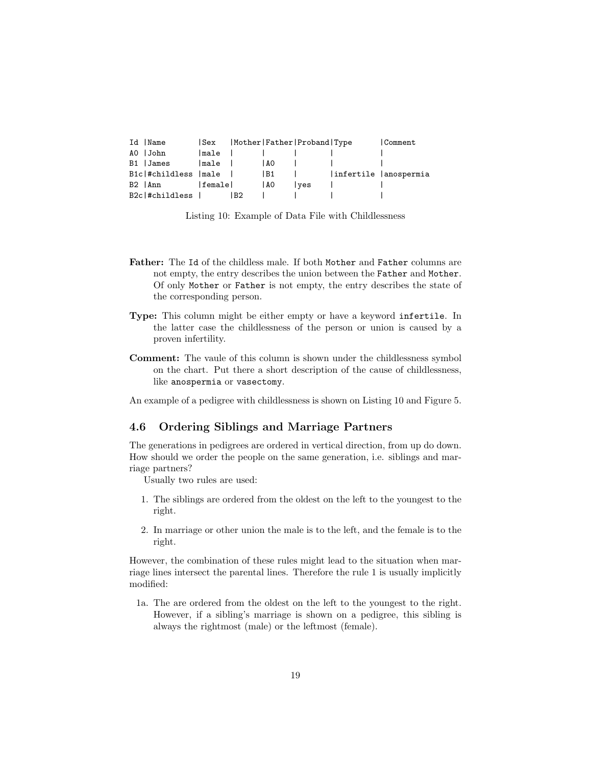```
Id |Name        |Sex   |Mother|Father|Proband|Type      |Comment
A0 |John        |male  |      |      |       |          |
B1 |James       |male  |      |A0    |       |          |
B1c|#childless  |male  |      |B1    |       |infertile |anospermia
B2 |Ann         |female|      |A0    |yes    |          |
B2c|#childless  |      |B2    |      |       |          |
```

Listing 10: Example of Data File with Childlessness

**Father:** The `Id` of the childless male. If both `Mother` and `Father` columns are not empty, the entry describes the union between the `Father` and `Mother`. Of only `Mother` or `Father` is not empty, the entry describes the state of the corresponding person.

**Type:** This column might be either empty or have a keyword `infertile`. In the latter case the childlessness of the person or union is caused by a proven infertility.

**Comment:** The vaule of this column is shown under the childlessness symbol on the chart. Put there a short description of the cause of childlessness, like `anospermia` or `vasectomy`.

An example of a pedigree with childlessness is shown on Listing 10 and Figure 5.

## 4.6 Ordering Siblings and Marriage Partners

The generations in pedigrees are ordered in vertical direction, from up do down. How should we order the people on the same generation, i.e. siblings and marriage partners?

Usually two rules are used:

1. The siblings are ordered from the oldest on the left to the youngest to the right.
2. In marriage or other union the male is to the left, and the female is to the right.

However, the combination of these rules might lead to the situation when marriage lines intersect the parental lines. Therefore the rule 1 is usually implicitly modified:

1a. The are ordered from the oldest on the left to the youngest to the right. However, if a sibling's marriage is shown on a pedigree, this sibling is always the rightmost (male) or the leftmost (female).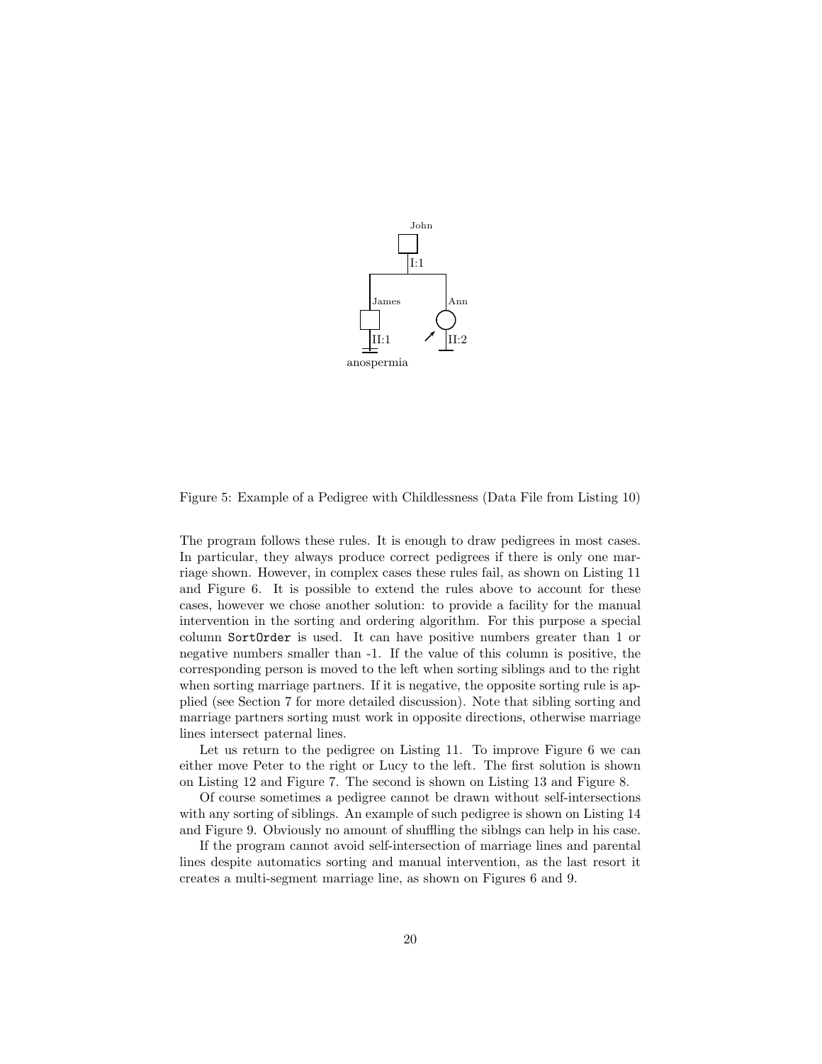Figure 5: Example of a Pedigree with Childlessness (Data File from Listing 10)

The program follows these rules. It is enough to draw pedigrees in most cases. In particular, they always produce correct pedigrees if there is only one marriage shown. However, in complex cases these rules fail, as shown on Listing 11 and Figure 6. It is possible to extend the rules above to account for these cases, however we chose another solution: to provide a facility for the manual intervention in the sorting and ordering algorithm. For this purpose a special column `SortOrder` is used. It can have positive numbers greater than 1 or negative numbers smaller than -1. If the value of this column is positive, the corresponding person is moved to the left when sorting siblings and to the right when sorting marriage partners. If it is negative, the opposite sorting rule is applied (see Section 7 for more detailed discussion). Note that sibling sorting and marriage partners sorting must work in opposite directions, otherwise marriage lines intersect paternal lines.

Let us return to the pedigree on Listing 11. To improve Figure 6 we can either move Peter to the right or Lucy to the left. The first solution is shown on Listing 12 and Figure 7. The second is shown on Listing 13 and Figure 8.

Of course sometimes a pedigree cannot be drawn without self-intersections with any sorting of siblings. An example of such pedigree is shown on Listing 14 and Figure 9. Obviously no amount of shuffling the siblngs can help in his case.

If the program cannot avoid self-intersection of marriage lines and parental lines despite automatics sorting and manual intervention, as the last resort it creates a multi-segment marriage line, as shown on Figures 6 and 9.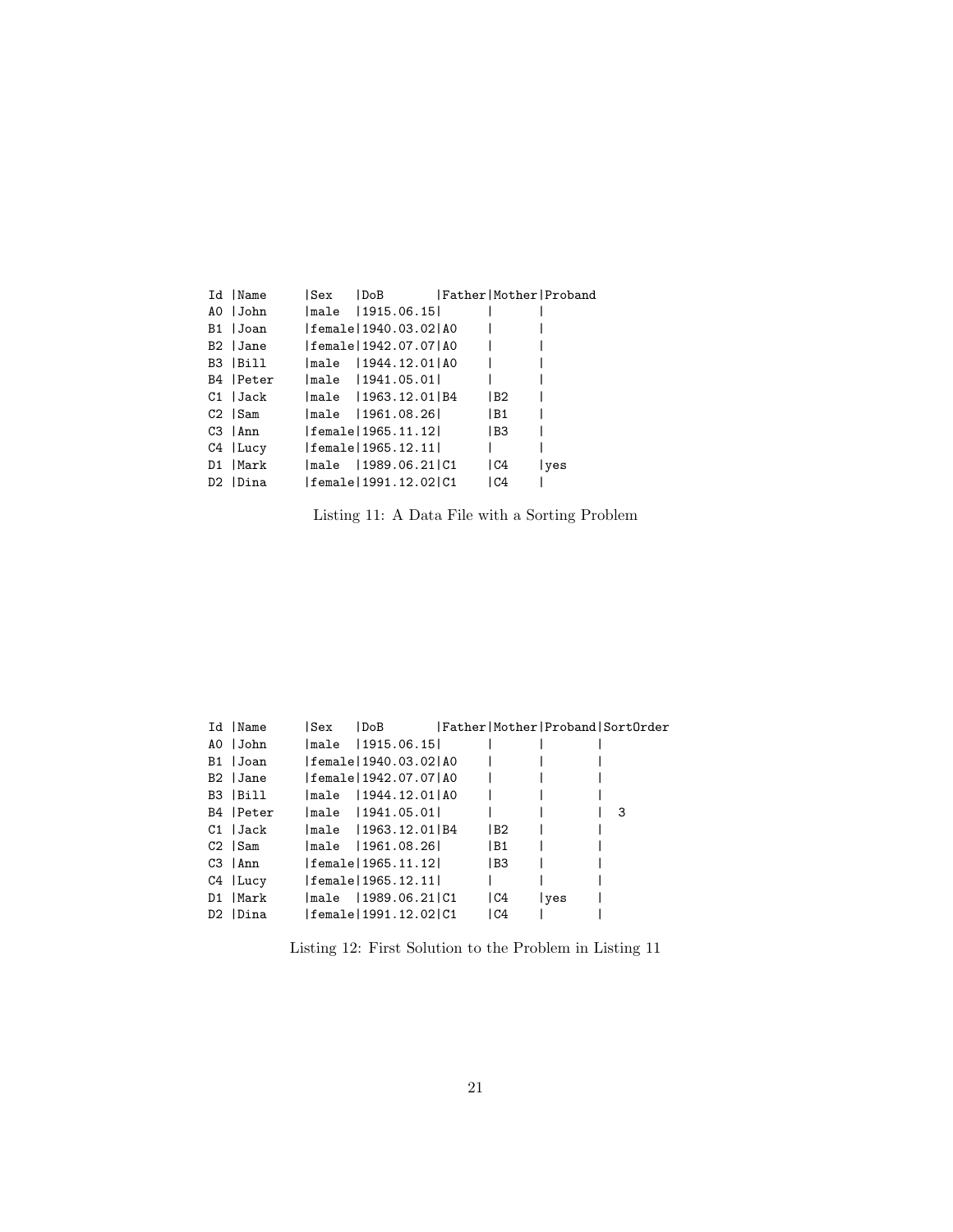```
Id |Name     |Sex   |DoB       |Father|Mother|Proband
A0 |John     |male  |1915.06.15|      |      |
B1 |Joan     |female|1940.03.02|A0    |      |
B2 |Jane     |female|1942.07.07|A0    |      |
B3 |Bill     |male  |1944.12.01|A0    |      |
B4 |Peter    |male  |1941.05.01|      |      |
C1 |Jack     |male  |1963.12.01|B4    |B2    |
C2 |Sam      |male  |1961.08.26|      |B1    |
C3 |Ann      |female|1965.11.12|      |B3    |
C4 |Lucy     |female|1965.12.11|      |      |
D1 |Mark     |male  |1989.06.21|C1    |C4    |yes
D2 |Dina     |female|1991.12.02|C1    |C4    |
```

Listing 11: A Data File with a Sorting Problem

```
Id |Name     |Sex   |DoB       |Father|Mother|Proband|SortOrder
A0 |John     |male  |1915.06.15|      |      |       |
B1 |Joan     |female|1940.03.02|A0    |      |       |
B2 |Jane     |female|1942.07.07|A0    |      |       |
B3 |Bill     |male  |1944.12.01|A0    |      |       |
B4 |Peter    |male  |1941.05.01|      |      |       | 3
C1 |Jack     |male  |1963.12.01|B4    |B2    |       |
C2 |Sam      |male  |1961.08.26|      |B1    |       |
C3 |Ann      |female|1965.11.12|      |B3    |       |
C4 |Lucy     |female|1965.12.11|      |      |       |
D1 |Mark     |male  |1989.06.21|C1    |C4    |yes    |
D2 |Dina     |female|1991.12.02|C1    |C4    |       |
```

Listing 12: First Solution to the Problem in Listing 11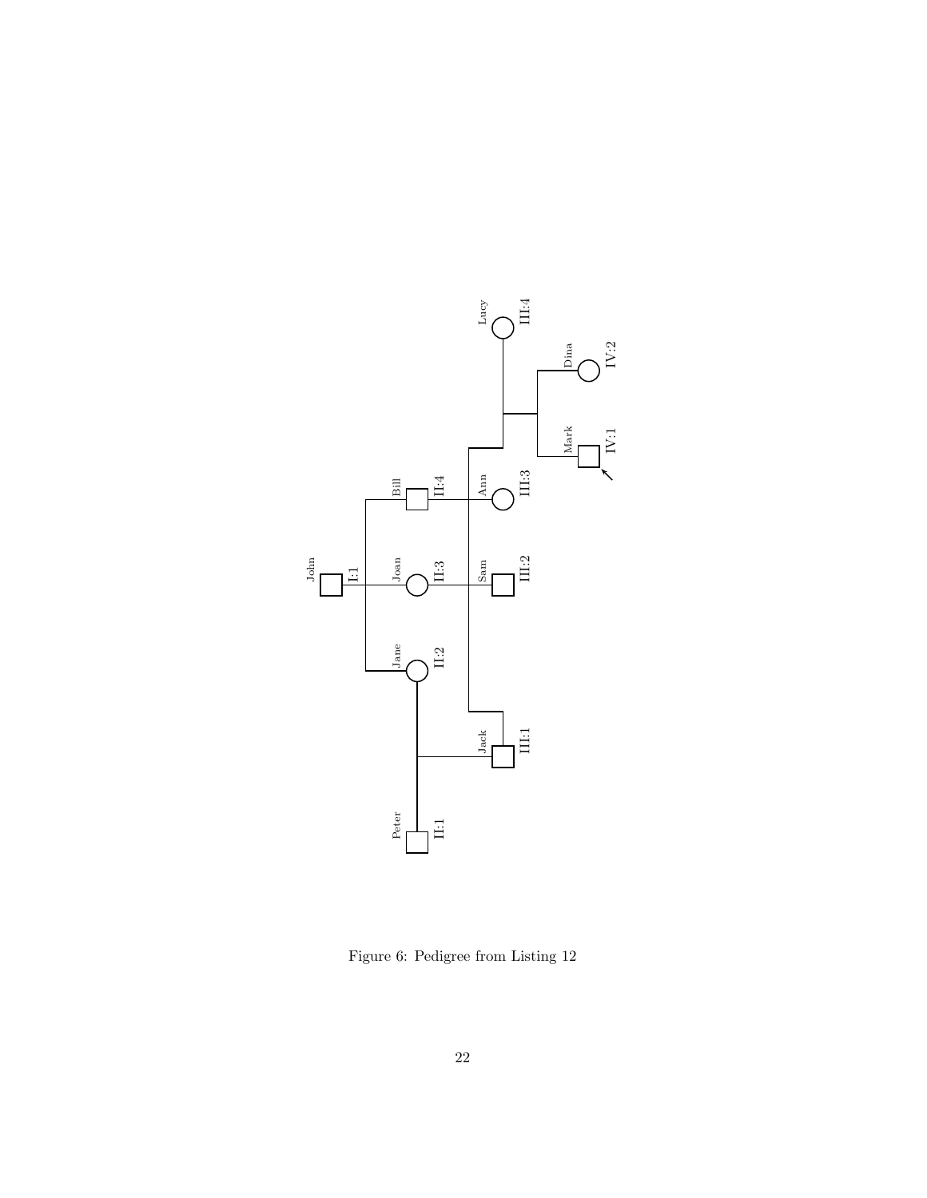Figure 6: Pedigree from Listing 12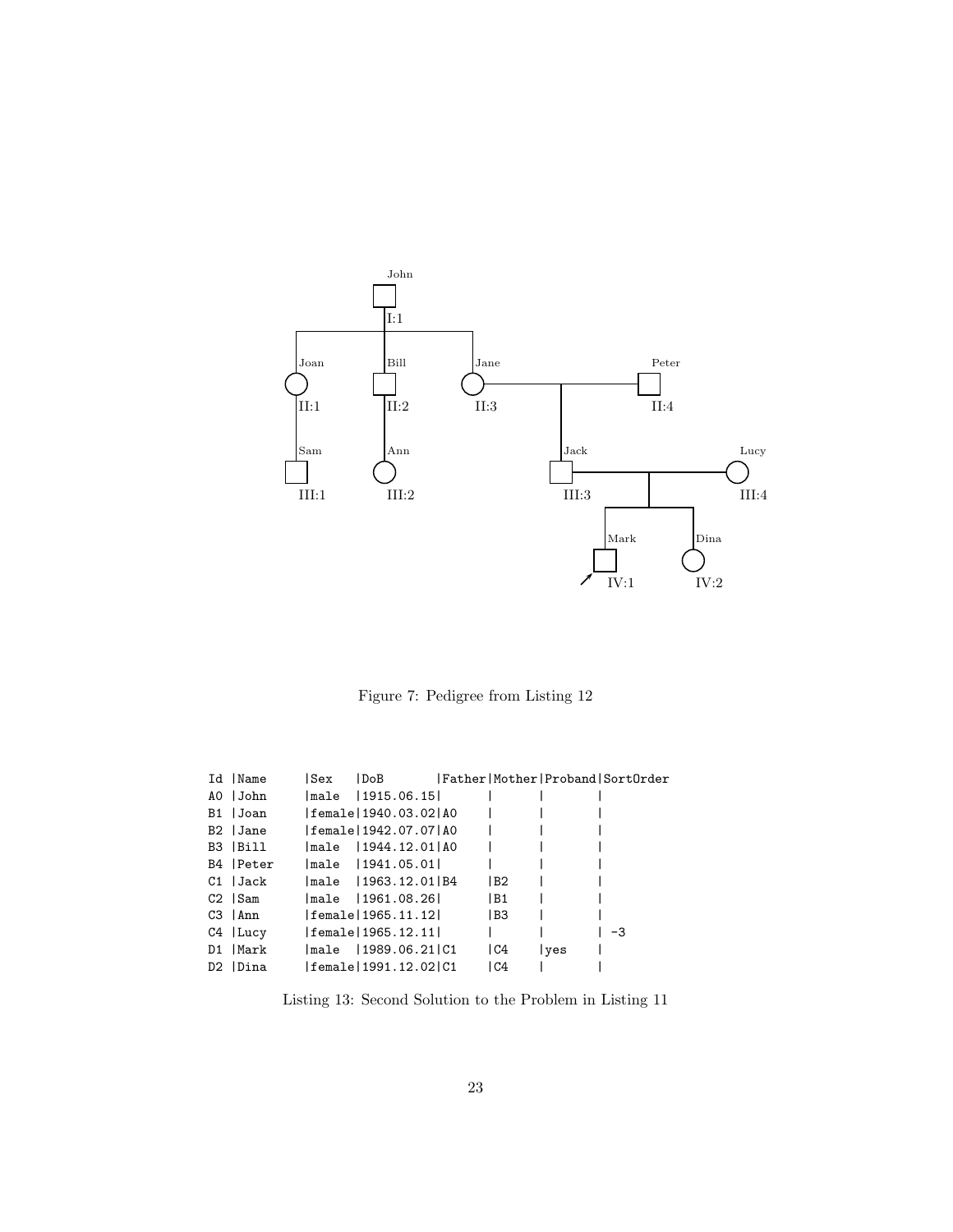Figure 7: Pedigree from Listing 12

```
Id |Name     |Sex   |DoB       |Father|Mother|Proband|SortOrder
A0 |John     |male  |1915.06.15|      |      |       |
B1 |Joan     |female|1940.03.02|A0    |      |       |
B2 |Jane     |female|1942.07.07|A0    |      |       |
B3 |Bill     |male  |1944.12.01|A0    |      |       |
B4 |Peter    |male  |1941.05.01|      |      |       |
C1 |Jack     |male  |1963.12.01|B4    |B2    |       |
C2 |Sam      |male  |1961.08.26|      |B1    |       |
C3 |Ann      |female|1965.11.12|      |B3    |       |
C4 |Lucy     |female|1965.12.11|      |      |       | -3
D1 |Mark     |male  |1989.06.21|C1    |C4    |yes    |
D2 |Dina     |female|1991.12.02|C1    |C4    |       |
```

Listing 13: Second Solution to the Problem in Listing 11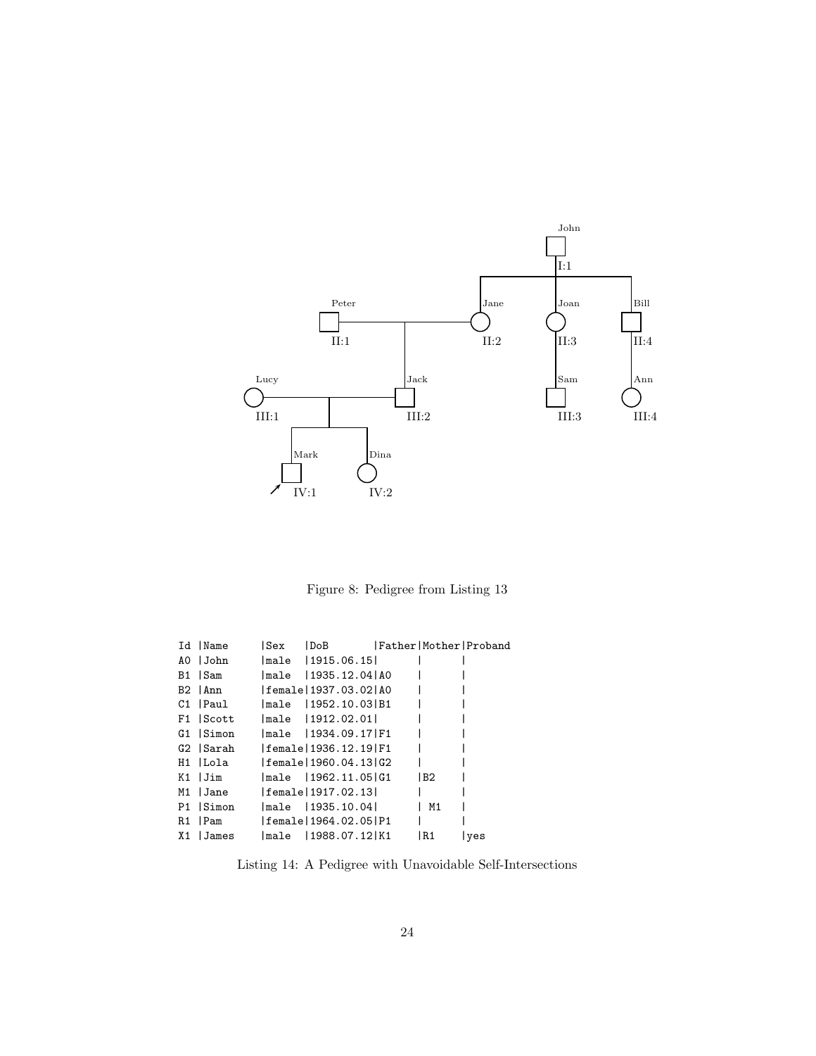Figure 8: Pedigree from Listing 13

```
Id |Name      |Sex   |DoB        |Father|Mother|Proband
A0 |John      |male  |1915.06.15|      |      |
B1 |Sam       |male  |1935.12.04|A0    |      |
B2 |Ann       |female|1937.03.02|A0    |      |
C1 |Paul      |male  |1952.10.03|B1    |      |
F1 |Scott     |male  |1912.02.01|      |      |
G1 |Simon     |male  |1934.09.17|F1    |      |
G2 |Sarah     |female|1936.12.19|F1    |      |
H1 |Lola      |female|1960.04.13|G2    |      |
K1 |Jim       |male  |1962.11.05|G1    |B2    |
M1 |Jane      |female|1917.02.13|      |      |
P1 |Simon     |male  |1935.10.04|      | M1   |
R1 |Pam       |female|1964.02.05|P1    |      |
X1 |James     |male  |1988.07.12|K1    |R1    |yes
```

Listing 14: A Pedigree with Unavoidable Self-Intersections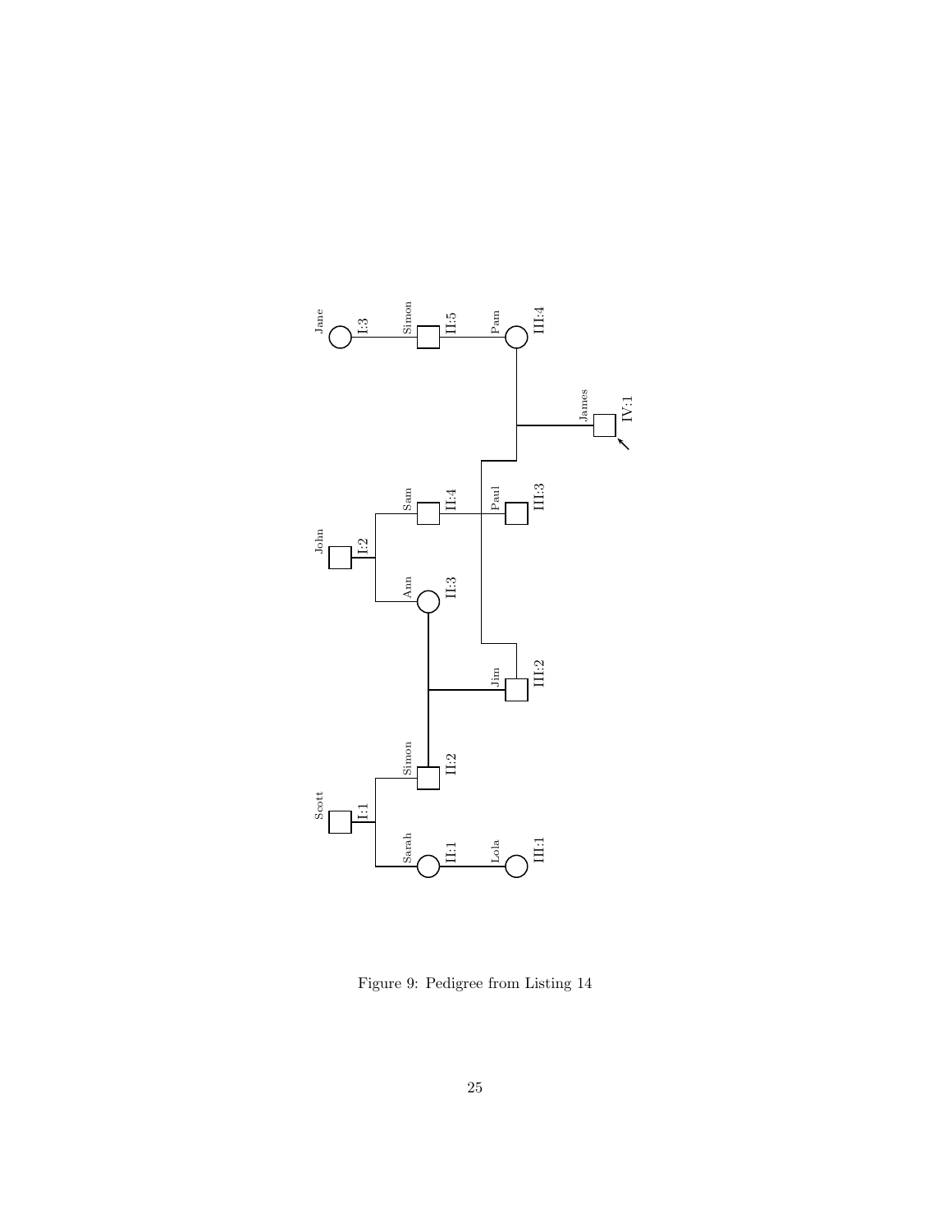Figure 9: Pedigree from Listing 14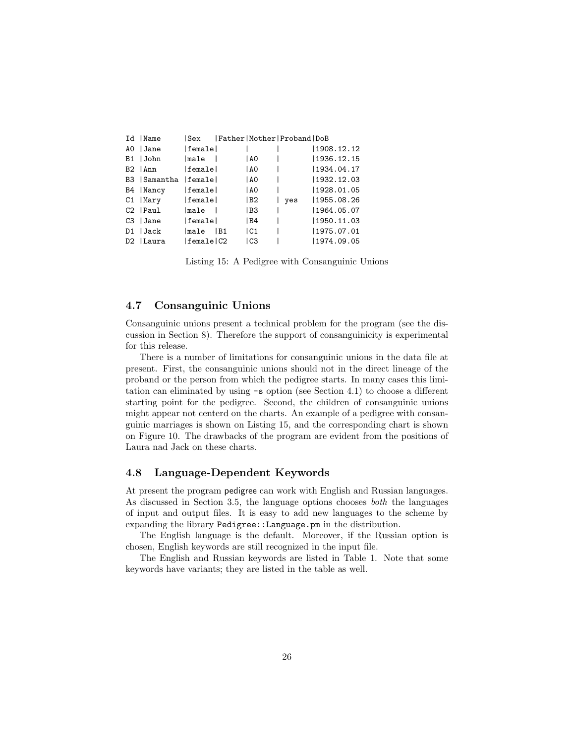```
Id |Name     |Sex   |Father|Mother|Proband|DoB
A0 |Jane     |female|      |      |       |1908.12.12
B1 |John     |male  |      |A0    |       |1936.12.15
B2 |Ann      |female|      |A0    |       |1934.04.17
B3 |Samantha |female|      |A0    |       |1932.12.03
B4 |Nancy    |female|      |A0    |       |1928.01.05
C1 |Mary     |female|      |B2    | yes   |1955.08.26
C2 |Paul     |male  |      |B3    |       |1964.05.07
C3 |Jane     |female|      |B4    |       |1950.11.03
D1 |Jack     |male  |B1    |C1    |       |1975.07.01
D2 |Laura    |female|C2    |C3    |       |1974.09.05
```

Listing 15: A Pedigree with Consanguinic Unions

### 4.7 Consanguinic Unions

Consanguinic unions present a technical problem for the program (see the discussion in Section 8). Therefore the support of consanguinicity is experimental for this release.

There is a number of limitations for consanguinic unions in the data file at present. First, the consanguinic unions should not in the direct lineage of the proband or the person from which the pedigree starts. In many cases this limitation can eliminated by using `-s` option (see Section 4.1) to choose a different starting point for the pedigree. Second, the children of consanguinic unions might appear not centerd on the charts. An example of a pedigree with consanguinic marriages is shown on Listing 15, and the corresponding chart is shown on Figure 10. The drawbacks of the program are evident from the positions of Laura nad Jack on these charts.

### 4.8 Language-Dependent Keywords

At present the program pedigree can work with English and Russian languages. As discussed in Section 3.5, the language options chooses *both* the languages of input and output files. It is easy to add new languages to the scheme by expanding the library `Pedigree::Language.pm` in the distribution.

The English language is the default. Moreover, if the Russian option is chosen, English keywords are still recognized in the input file.

The English and Russian keywords are listed in Table 1. Note that some keywords have variants; they are listed in the table as well.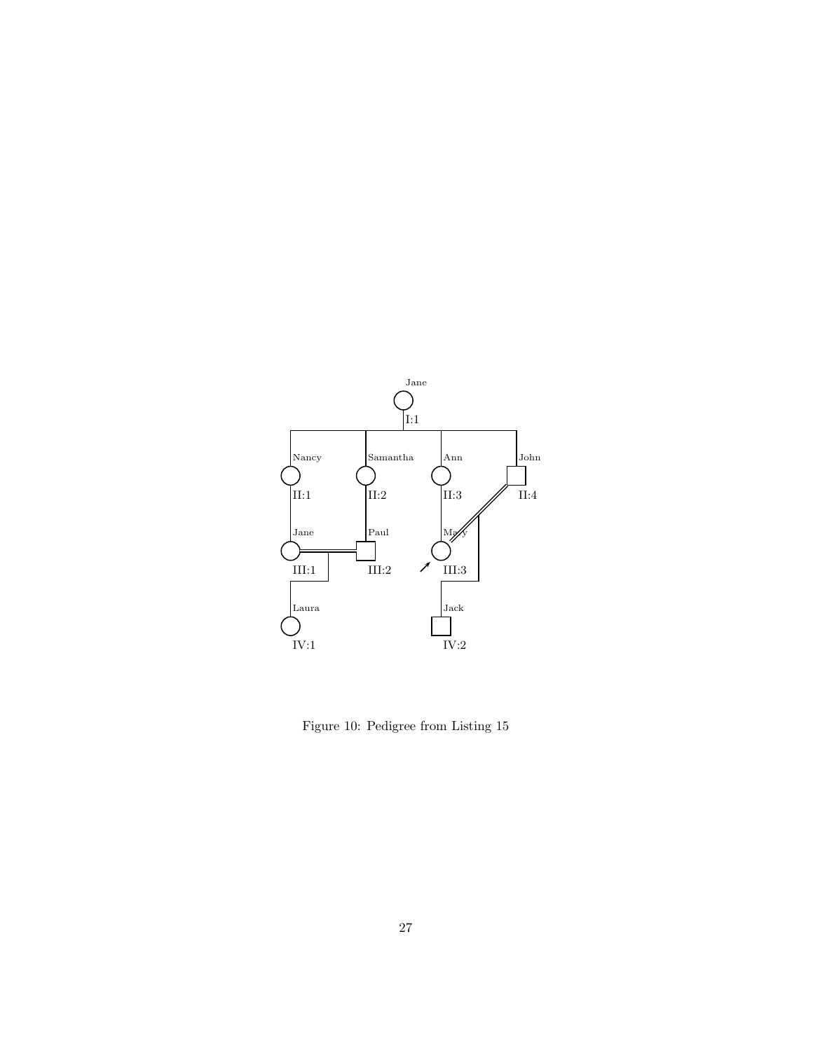Figure 10: Pedigree from Listing 15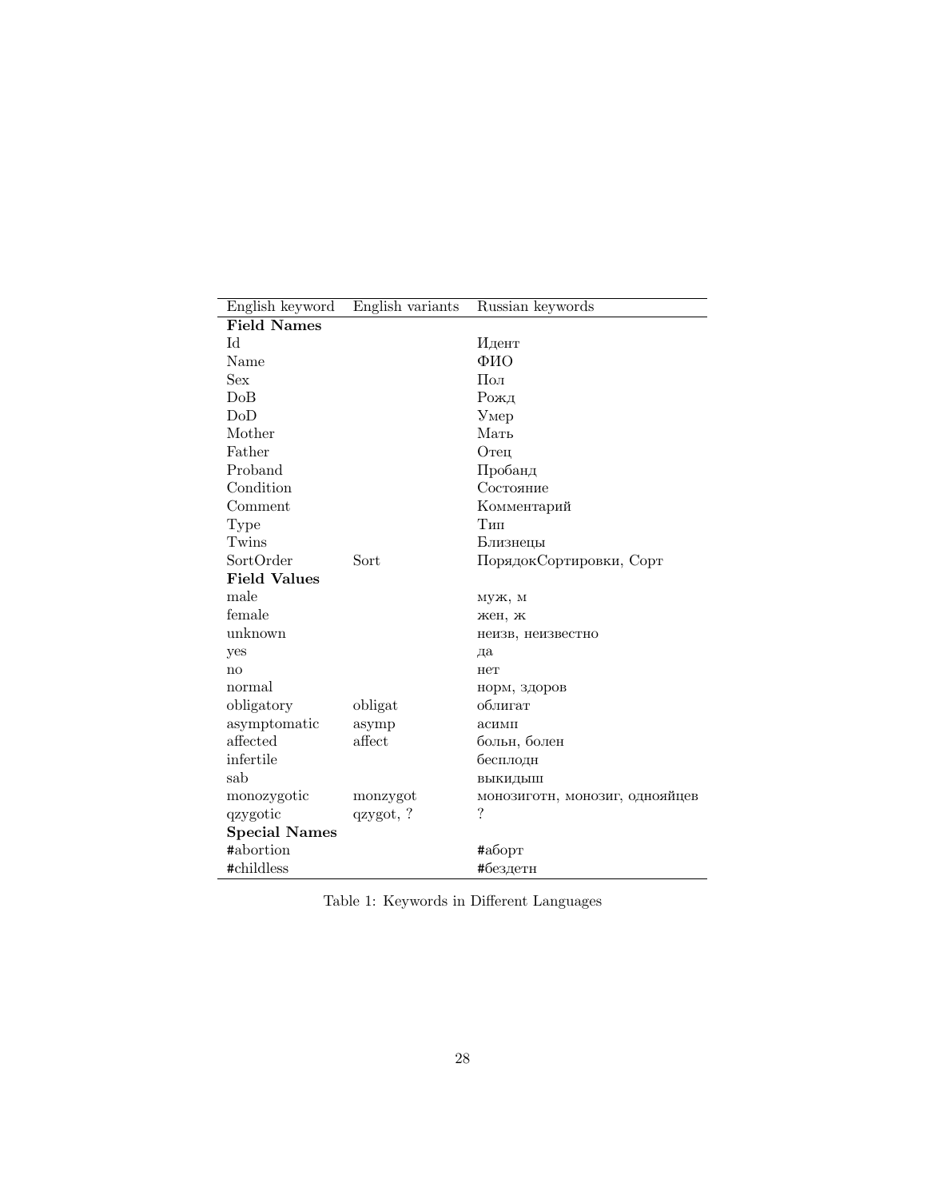| English keyword | English variants | Russian keywords |
|---|---|---|
| **Field Names** | | |
| Id | | Идент |
| Name | | ФИО |
| Sex | | Пол |
| DoB | | Рожд |
| DoD | | Умер |
| Mother | | Мать |
| Father | | Отец |
| Proband | | Пробанд |
| Condition | | Состояние |
| Comment | | Комментарий |
| Type | | Тип |
| Twins | | Близнецы |
| SortOrder | Sort | ПорядокСортировки, Сорт |
| **Field Values** | | |
| male | | муж, м |
| female | | жен, ж |
| unknown | | неизв, неизвестно |
| yes | | да |
| no | | нет |
| normal | | норм, здоров |
| obligatory | obligat | облигат |
| asymptomatic | asymp | асимп |
| affected | affect | больн, болен |
| infertile | | бесплодн |
| sab | | выкидыш |
| monozygotic | monzygot | монозиготн, монозиг, однояйцев |
| qzygotic | qzygot, ? | ? |
| **Special Names** | | |
| #abortion | | #аборт |
| #childless | | #бездетн |

Table 1: Keywords in Different Languages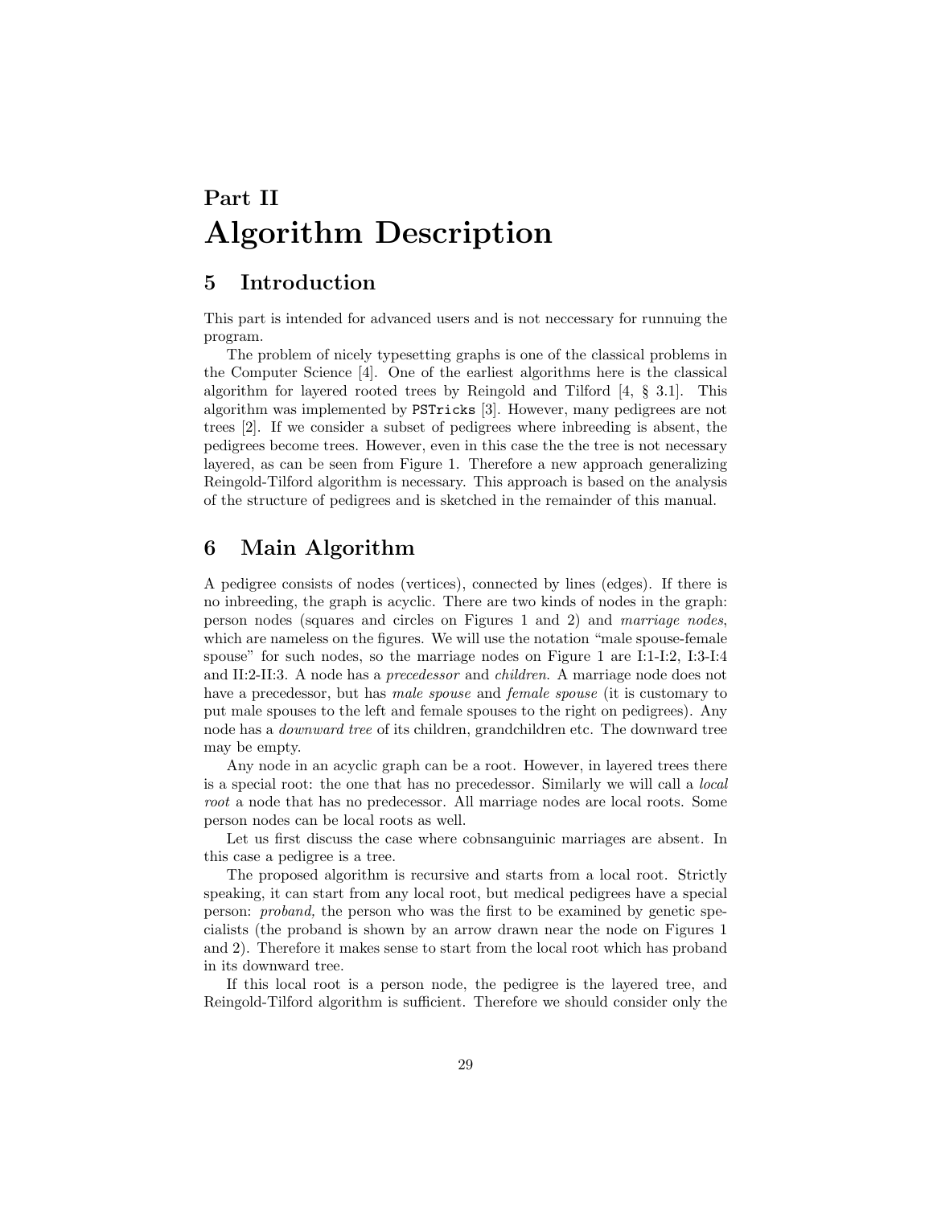# Part II
# Algorithm Description

## 5 Introduction

This part is intended for advanced users and is not neccessary for runnuing the program.

The problem of nicely typesetting graphs is one of the classical problems in the Computer Science [4]. One of the earliest algorithms here is the classical algorithm for layered rooted trees by Reingold and Tilford [4, § 3.1]. This algorithm was implemented by `PSTricks` [3]. However, many pedigrees are not trees [2]. If we consider a subset of pedigrees where inbreeding is absent, the pedigrees become trees. However, even in this case the the tree is not necessary layered, as can be seen from Figure 1. Therefore a new approach generalizing Reingold-Tilford algorithm is necessary. This approach is based on the analysis of the structure of pedigrees and is sketched in the remainder of this manual.

## 6 Main Algorithm

A pedigree consists of nodes (vertices), connected by lines (edges). If there is no inbreeding, the graph is acyclic. There are two kinds of nodes in the graph: person nodes (squares and circles on Figures 1 and 2) and *marriage nodes*, which are nameless on the figures. We will use the notation "male spouse-female spouse" for such nodes, so the marriage nodes on Figure 1 are I:1-I:2, I:3-I:4 and II:2-II:3. A node has a *precedessor* and *children*. A marriage node does not have a precedessor, but has *male spouse* and *female spouse* (it is customary to put male spouses to the left and female spouses to the right on pedigrees). Any node has a *downward tree* of its children, grandchildren etc. The downward tree may be empty.

Any node in an acyclic graph can be a root. However, in layered trees there is a special root: the one that has no precedessor. Similarly we will call a *local root* a node that has no predecessor. All marriage nodes are local roots. Some person nodes can be local roots as well.

Let us first discuss the case where cobnsanguinic marriages are absent. In this case a pedigree is a tree.

The proposed algorithm is recursive and starts from a local root. Strictly speaking, it can start from any local root, but medical pedigrees have a special person: *proband,* the person who was the first to be examined by genetic specialists (the proband is shown by an arrow drawn near the node on Figures 1 and 2). Therefore it makes sense to start from the local root which has proband in its downward tree.

If this local root is a person node, the pedigree is the layered tree, and Reingold-Tilford algorithm is sufficient. Therefore we should consider only the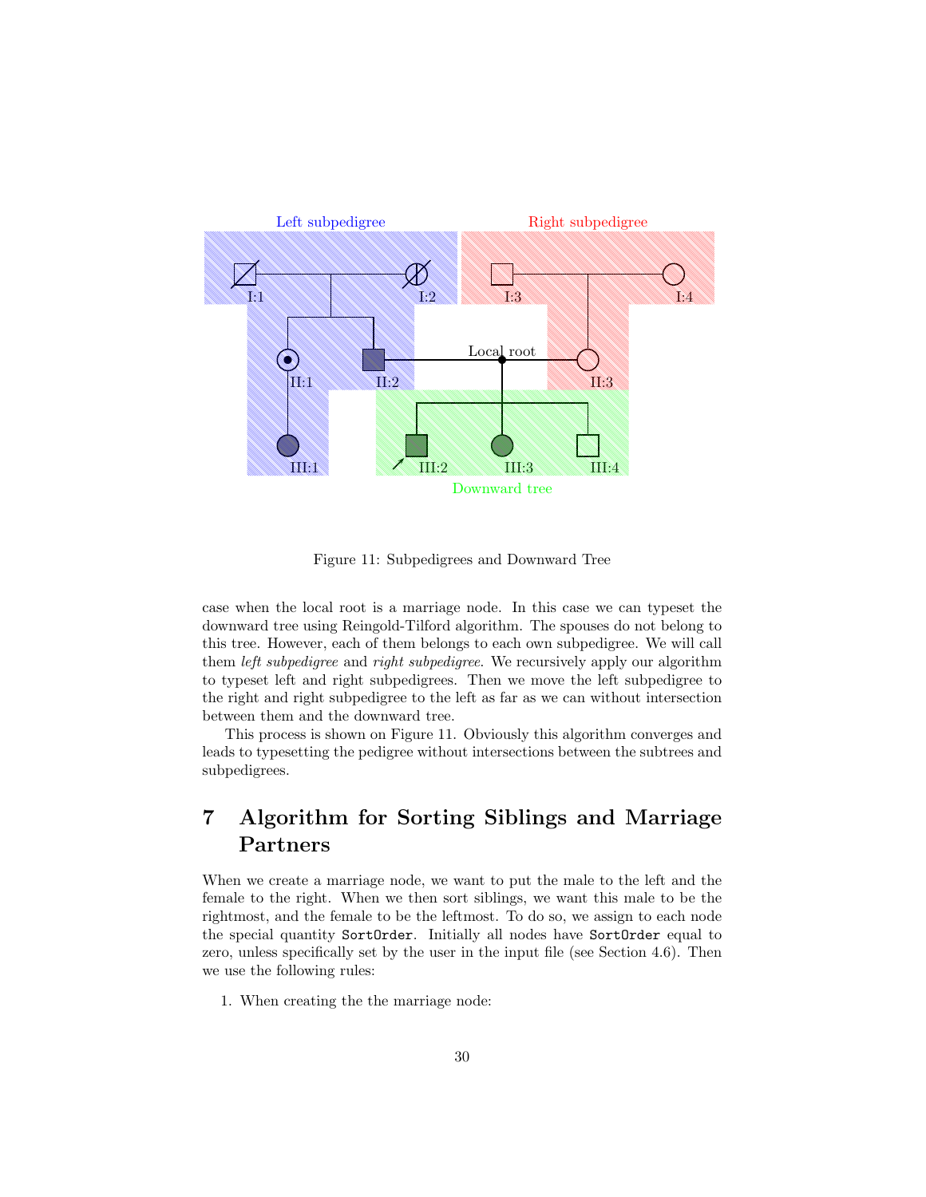Left subpedigree

Right subpedigree

I:1 I:2 I:3 I:4

Local root

II:1 II:2 II:3

III:1 III:2 III:3 III:4

Downward tree

Figure 11: Subpedigrees and Downward Tree

case when the local root is a marriage node. In this case we can typeset the downward tree using Reingold-Tilford algorithm. The spouses do not belong to this tree. However, each of them belongs to each own subpedigree. We will call them *left subpedigree* and *right subpedigree*. We recursively apply our algorithm to typeset left and right subpedigrees. Then we move the left subpedigree to the right and right subpedigree to the left as far as we can without intersection between them and the downward tree.

This process is shown on Figure 11. Obviously this algorithm converges and leads to typesetting the pedigree without intersections between the subtrees and subpedigrees.

## 7 Algorithm for Sorting Siblings and Marriage Partners

When we create a marriage node, we want to put the male to the left and the female to the right. When we then sort siblings, we want this male to be the rightmost, and the female to be the leftmost. To do so, we assign to each node the special quantity `SortOrder`. Initially all nodes have `SortOrder` equal to zero, unless specifically set by the user in the input file (see Section 4.6). Then we use the following rules:

1. When creating the the marriage node: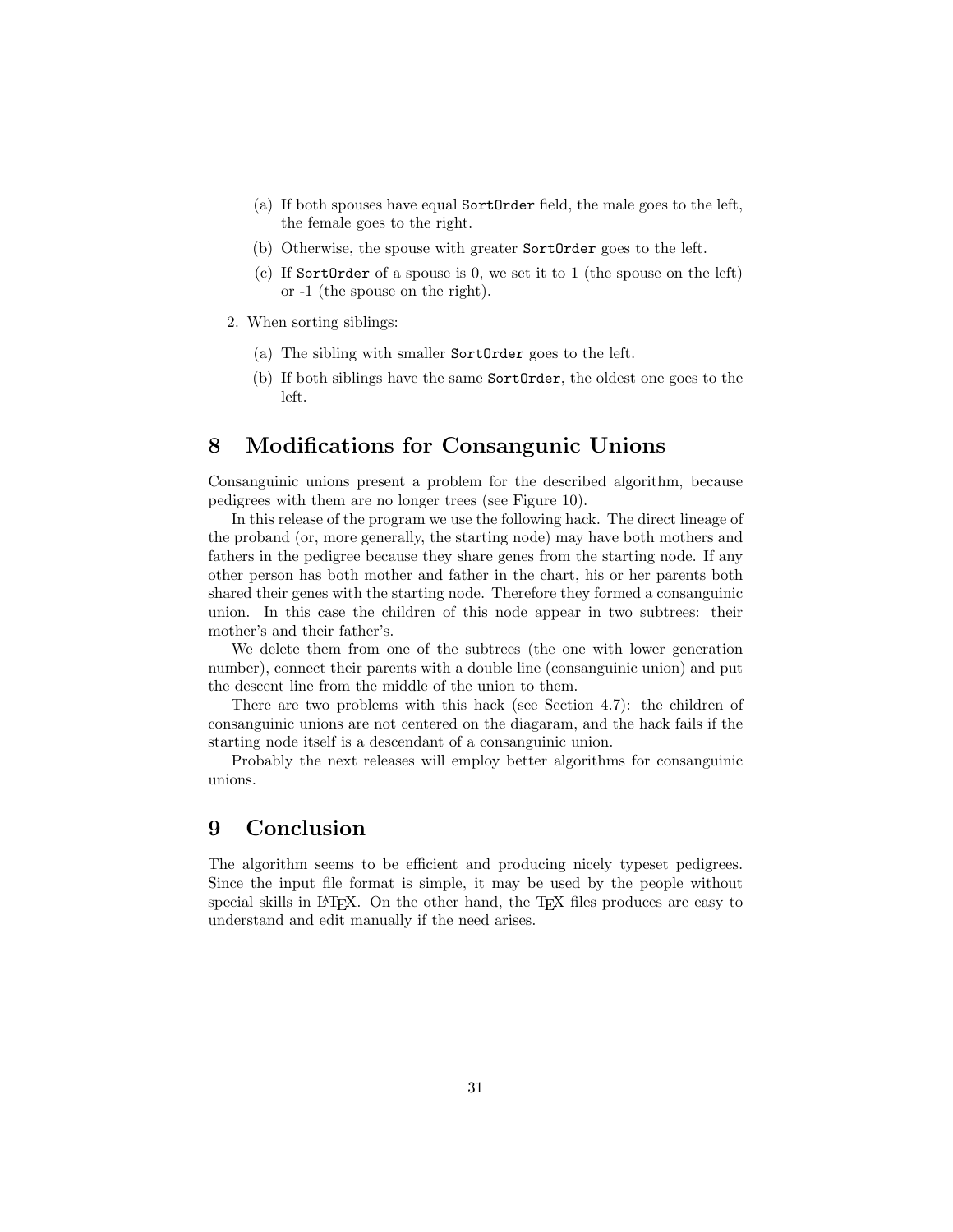(a) If both spouses have equal `SortOrder` field, the male goes to the left, the female goes to the right.

   (b) Otherwise, the spouse with greater `SortOrder` goes to the left.

   (c) If `SortOrder` of a spouse is 0, we set it to 1 (the spouse on the left) or -1 (the spouse on the right).

2. When sorting siblings:

   (a) The sibling with smaller `SortOrder` goes to the left.

   (b) If both siblings have the same `SortOrder`, the oldest one goes to the left.

# 8 Modifications for Consangunic Unions

Consanguinic unions present a problem for the described algorithm, because pedigrees with them are no longer trees (see Figure 10).

In this release of the program we use the following hack. The direct lineage of the proband (or, more generally, the starting node) may have both mothers and fathers in the pedigree because they share genes from the starting node. If any other person has both mother and father in the chart, his or her parents both shared their genes with the starting node. Therefore they formed a consanguinic union. In this case the children of this node appear in two subtrees: their mother's and their father's.

We delete them from one of the subtrees (the one with lower generation number), connect their parents with a double line (consanguinic union) and put the descent line from the middle of the union to them.

There are two problems with this hack (see Section 4.7): the children of consanguinic unions are not centered on the diagaram, and the hack fails if the starting node itself is a descendant of a consanguinic union.

Probably the next releases will employ better algorithms for consanguinic unions.

# 9 Conclusion

The algorithm seems to be efficient and producing nicely typeset pedigrees. Since the input file format is simple, it may be used by the people without special skills in LaTeX. On the other hand, the TeX files produces are easy to understand and edit manually if the need arises.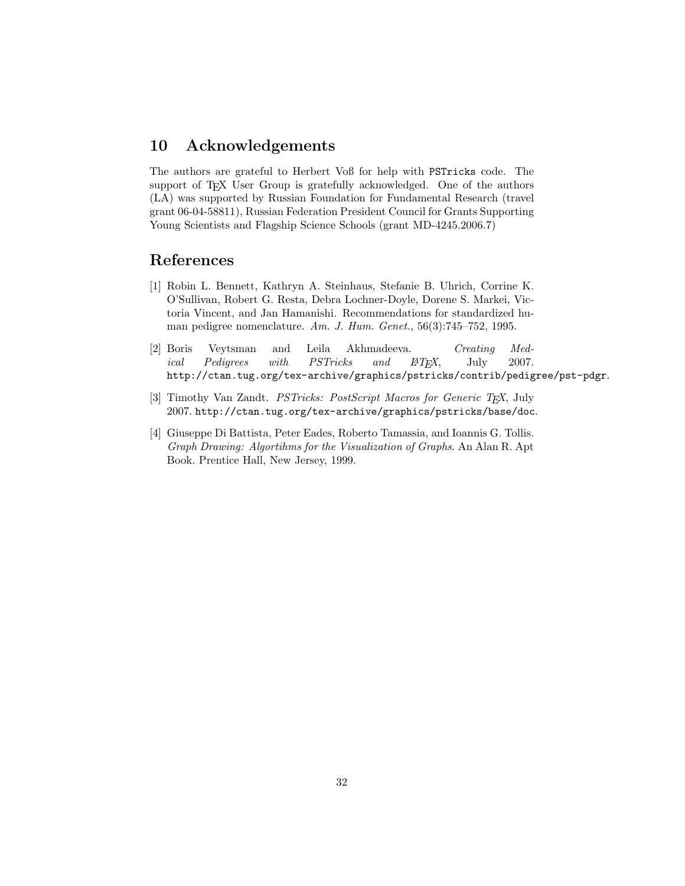## 10 Acknowledgements

The authors are grateful to Herbert Voß for help with `PSTricks` code. The support of TEX User Group is gratefully acknowledged. One of the authors (LA) was supported by Russian Foundation for Fundamental Research (travel grant 06-04-58811), Russian Federation President Council for Grants Supporting Young Scientists and Flagship Science Schools (grant MD-4245.2006.7)

## References

[1] Robin L. Bennett, Kathryn A. Steinhaus, Stefanie B. Uhrich, Corrine K. O'Sullivan, Robert G. Resta, Debra Lochner-Doyle, Dorene S. Markei, Victoria Vincent, and Jan Hamanishi. Recommendations for standardized human pedigree nomenclature. *Am. J. Hum. Genet.*, 56(3):745–752, 1995.

[2] Boris Veytsman and Leila Akhmadeeva. *Creating Medical Pedigrees with PSTricks and LATEX*, July 2007. `http://ctan.tug.org/tex-archive/graphics/pstricks/contrib/pedigree/pst-pdgr`.

[3] Timothy Van Zandt. *PSTricks: PostScript Macros for Generic TEX*, July 2007. `http://ctan.tug.org/tex-archive/graphics/pstricks/base/doc`.

[4] Giuseppe Di Battista, Peter Eades, Roberto Tamassia, and Ioannis G. Tollis. *Graph Drawing: Algortihms for the Visualization of Graphs*. An Alan R. Apt Book. Prentice Hall, New Jersey, 1999.